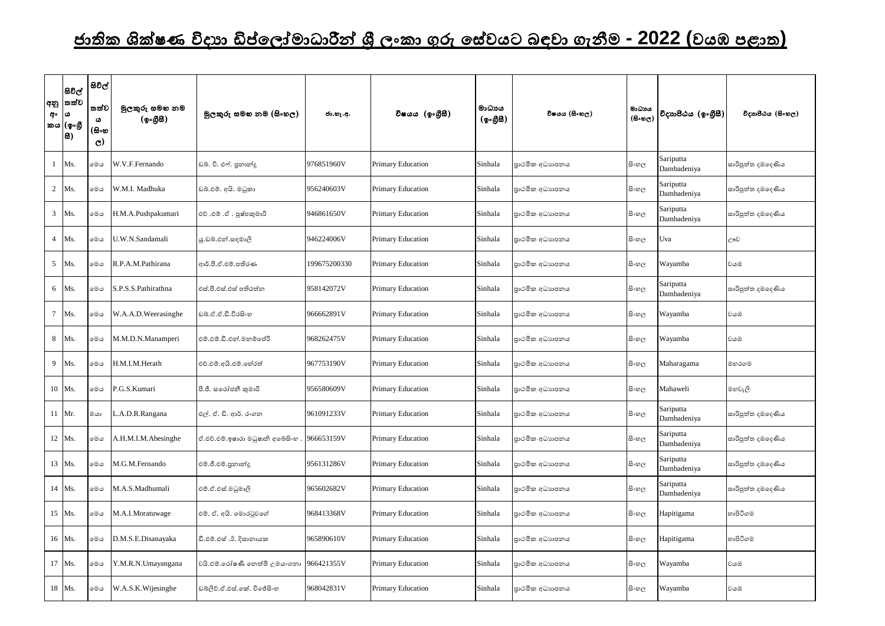# ජාතික ශික්ෂණ විද්‍යා ඩිප්ලෝමාධාරීන් ශ්‍රී ලංකා ගුරු සේවයට බඳවා ගැනීම - 2022 (වයඹ පළාත)

| අනු අංකය | සිවිල් තත්වය (ඉංග්‍රීසි) | සිවිල් තත්වය (සිංහල) | මුලකුරු සමඟ නම (ඉංග්‍රීසි) | මුලකුරු සමඟ නම (සිංහල) | ජා.හැ.අ. | විෂයය (ඉංග්‍රීසි) | මාධ්‍යය (ඉංග්‍රීසි) | විෂයය (සිංහල) | මාධ්‍යය (සිංහල) | විද්‍යාපීඨය (ඉංග්‍රීසි) | විද්‍යාපීඨය (සිංහල) |
|---|---|---|---|---|---|---|---|---|---|---|---|
| 1 | Ms. | මෙය | W.V.F.Fernando | ඩබ්. වී. එෆ්. ප්‍රනාන්දු | 976851960V | Primary Education | Sinhala | ප්‍රාථමික අධ්‍යාපනය | සිංහල | Sariputta Dambadeniya | සාරිපුත්ත දඹදෙණිය |
| 2 | Ms. | මෙය | W.M.I. Madhuka | ඩබ්.එම්. අයි. මධුකා | 956240603V | Primary Education | Sinhala | ප්‍රාථමික අධ්‍යාපනය | සිංහල | Sariputta Dambadeniya | සාරිපුත්ත දඹදෙණිය |
| 3 | Ms. | මෙය | H.M.A.Pushpakumari | එච් .එම් .ඒ . පුෂ්පකුමාරි | 946861650V | Primary Education | Sinhala | ප්‍රාථමික අධ්‍යාපනය | සිංහල | Sariputta Dambadeniya | සාරිපුත්ත දඹදෙණිය |
| 4 | Ms. | මෙය | U.W.N.Sandamali | යු.ඩබ්.එන්.සඳමාලි | 946224006V | Primary Education | Sinhala | ප්‍රාථමික අධ්‍යාපනය | සිංහල | Uva | ඌව |
| 5 | Ms. | මෙය | R.P.A.M.Pathirana | ආර්.පී.ඒ.එම්.පතිරණ | 199675200330 | Primary Education | Sinhala | ප්‍රාථමික අධ්‍යාපනය | සිංහල | Wayamba | වයඹ |
| 6 | Ms. | මෙය | S.P.S.S.Pathirathna | එස්.පී.එස්.එස් පතිරත්න | 958142072V | Primary Education | Sinhala | ප්‍රාථමික අධ්‍යාපනය | සිංහල | Sariputta Dambadeniya | සාරිපුත්ත දඹදෙණිය |
| 7 | Ms. | මෙය | W.A.A.D.Weerasinghe | ඩබ්.ඒ.ඒ.ඩී.වීරසිංහ | 966662891V | Primary Education | Sinhala | ප්‍රාථමික අධ්‍යාපනය | සිංහල | Wayamba | වයඹ |
| 8 | Ms. | මෙය | M.M.D.N.Manamperi | එම්.එම්.ඩී.එන්.මනම්පේරි | 968262475V | Primary Education | Sinhala | ප්‍රාථමික අධ්‍යාපනය | සිංහල | Wayamba | වයඹ |
| 9 | Ms. | මෙය | H.M.I.M.Herath | එච්.එම්.අයි.එම්.හේරත් | 967753190V | Primary Education | Sinhala | ප්‍රාථමික අධ්‍යාපනය | සිංහල | Maharagama | මහරගම |
| 10 | Ms. | මෙය | P.G.S.Kumari | පී.ජී. සරෝජනී කුමාරි | 956580609V | Primary Education | Sinhala | ප්‍රාථමික අධ්‍යාපනය | සිංහල | Mahaweli | මහවැලි |
| 11 | Mr. | මයා | L.A.D.R.Rangana | එල්. ඒ. ඩී. ආර්. රංගන | 961091233V | Primary Education | Sinhala | ප්‍රාථමික අධ්‍යාපනය | සිංහල | Sariputta Dambadeniya | සාරිපුත්ත දඹදෙණිය |
| 12 | Ms. | මෙය | A.H.M.I.M.Abesinghe | ඒ.එච්.එම්.ඉෂාරා මධුෂානි අබේසිංහ . | 966653159V | Primary Education | Sinhala | ප්‍රාථමික අධ්‍යාපනය | සිංහල | Sariputta Dambadeniya | සාරිපුත්ත දඹදෙණිය |
| 13 | Ms. | මෙය | M.G.M.Fernando | එම්.ජී.එම්.ප්‍රනාන්දු | 956131286V | Primary Education | Sinhala | ප්‍රාථමික අධ්‍යාපනය | සිංහල | Sariputta Dambadeniya | සාරිපුත්ත දඹදෙණිය |
| 14 | Ms. | මෙය | M.A.S.Madhumali | එම්.ඒ.එස්.මධුමාලි | 965602682V | Primary Education | Sinhala | ප්‍රාථමික අධ්‍යාපනය | සිංහල | Sariputta Dambadeniya | සාරිපුත්ත දඹදෙණිය |
| 15 | Ms. | මෙය | M.A.I.Moratuwage | එම්. ඒ. අයි. මොරටුවගේ | 968413368V | Primary Education | Sinhala | ප්‍රාථමික අධ්‍යාපනය | සිංහල | Hapitigama | හාපිටිගම |
| 16 | Ms. | මෙය | D.M.S.E.Disanayaka | ඩී.එම්.එස් .ඊ. දිසානායක | 965890610V | Primary Education | Sinhala | ප්‍රාථමික අධ්‍යාපනය | සිංහල | Hapitigama | හාපිටිගම |
| 17 | Ms. | මෙය | Y.M.R.N.Umayangana | වයි.එම්.රෝෂණී නෙත්මි උමයංගනා | 966421355V | Primary Education | Sinhala | ප්‍රාථමික අධ්‍යාපනය | සිංහල | Wayamba | වයඹ |
| 18 | Ms. | මෙය | W.A.S.K.Wijesinghe | ඩබ්ලිව්.ඒ.එස්.කේ. විජේසිංහ | 968042831V | Primary Education | Sinhala | ප්‍රාථමික අධ්‍යාපනය | සිංහල | Wayamba | වයඹ |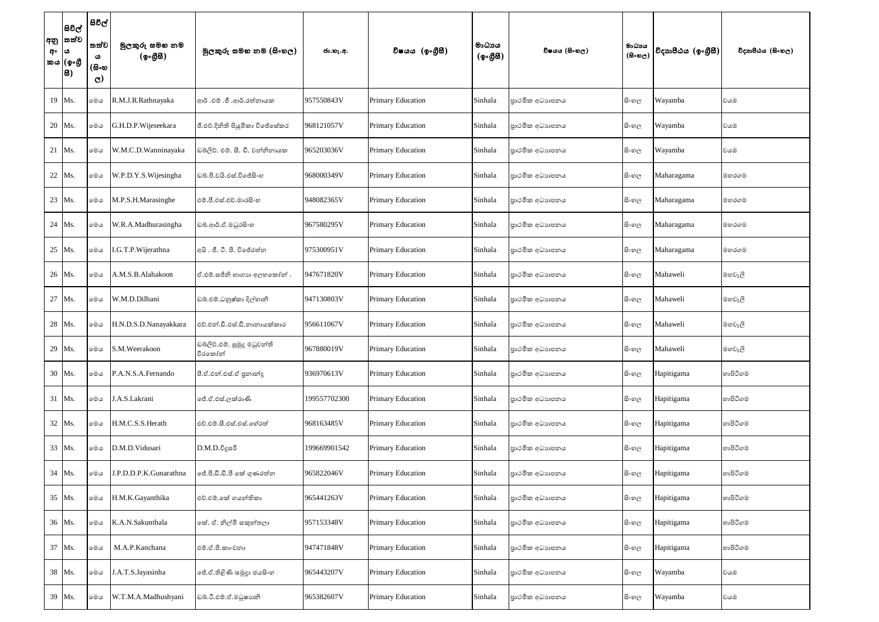| අනු අං කය | සිවිල් තත්වය (ඉංග්‍රීසි) | සිවිල් තත්වය (සිංහල) | මුලකුරු සමඟ නම (ඉංග්‍රීසි) | මුලකුරු සමඟ නම (සිංහල) | ජා.හැ.අ. | විෂයය (ඉංග්‍රීසි) | මාධ්‍යය (ඉංග්‍රීසි) | විෂයය (සිංහල) | මාධ්‍යය (සිංහල) | විද්‍යාපීඨය (ඉංග්‍රීසි) | විද්‍යාපීඨය (සිංහල) |
|---|---|---|---|---|---|---|---|---|---|---|---|
| 19 | Ms. | මෙය | R.M.J.R.Rathnayaka | ආර් .එම් .ජී .ආර්.රත්නායක | 957550843V | Primary Education | Sinhala | ප්‍රාථමික අධ්‍යාපනය | සිංහල | Wayamba | වයඹ |
| 20 | Ms. | මෙය | G.H.D.P.Wijeseekara | ජී.එච්.දිනිති පියුමිකා විජේසේකර | 968121057V | Primary Education | Sinhala | ප්‍රාථමික අධ්‍යාපනය | සිංහල | Wayamba | වයඹ |
| 21 | Ms. | මෙය | W.M.C.D.Wanninayaka | ඩබ්ලිව්. එම්. සී. ඩී. වන්නිනායක | 965203036V | Primary Education | Sinhala | ප්‍රාථමික අධ්‍යාපනය | සිංහල | Wayamba | වයඹ |
| 22 | Ms. | මෙය | W.P.D.Y.S.Wijesingha | ඩබ්.පී.වයි.එස්.විජේසිංහ | 968000349V | Primary Education | Sinhala | ප්‍රාථමික අධ්‍යාපනය | සිංහල | Maharagama | මහරගම |
| 23 | Ms. | මෙය | M.P.S.H.Marasinghe | එම්.පී.එස්.එච්.මාරසිංහ | 948082365V | Primary Education | Sinhala | ප්‍රාථමික අධ්‍යාපනය | සිංහල | Maharagama | මහරගම |
| 24 | Ms. | මෙය | W.R.A.Madhurasingha | ඩබ්.ආර්.ඒ.මධුරසිංහ | 967580295V | Primary Education | Sinhala | ප්‍රාථමික අධ්‍යාපනය | සිංහල | Maharagama | මහරගම |
| 25 | Ms. | මෙය | I.G.T.P.Wijerathna | අයි . ජී. ටී. පී. විජේරත්න | 975300951V | Primary Education | Sinhala | ප්‍රාථමික අධ්‍යාපනය | සිංහල | Maharagama | මහරගම |
| 26 | Ms. | මෙය | A.M.S.B.Alahakoon | ඒ.එම්.සජිනි භාගයා අලහකෝන් . | 947671820V | Primary Education | Sinhala | ප්‍රාථමික අධ්‍යාපනය | සිංහල | Mahaweli | මහවැලි |
| 27 | Ms. | මෙය | W.M.D.Dilhani | ඩබ්.එම්.ධනුෂ්කා දිල්හානි | 947130803V | Primary Education | Sinhala | ප්‍රාථමික අධ්‍යාපනය | සිංහල | Mahaweli | මහවැලි |
| 28 | Ms. | මෙය | H.N.D.S.D.Nanayakkara | එච්.එන්.ඩී.එස්.ඩී.නානායක්කාර | 956611067V | Primary Education | Sinhala | ප්‍රාථමික අධ්‍යාපනය | සිංහල | Mahaweli | මහවැලි |
| 29 | Ms. | මෙය | S.M.Weerakoon | ඩබ්ලිව්.එම්. සුමුදු මධුවන්ති වීරකෝන් | 967880019V | Primary Education | Sinhala | ප්‍රාථමික අධ්‍යාපනය | සිංහල | Mahaweli | මහවැලි |
| 30 | Ms. | මෙය | P.A.N.S.A.Fernando | පී.ඒ.එන්.එස්.ඒ ප්‍රනාන්දු | 936970613V | Primary Education | Sinhala | ප්‍රාථමික අධ්‍යාපනය | සිංහල | Hapitigama | හාපිටිගම |
| 31 | Ms. | මෙය | J.A.S.Lakrani | ජේ.ඒ.එස්.ලක්රාණි | 199557702300 | Primary Education | Sinhala | ප්‍රාථමික අධ්‍යාපනය | සිංහල | Hapitigama | හාපිටිගම |
| 32 | Ms. | මෙය | H.M.C.S.S.Herath | එච්.එම්.සී.එස්.එස්.හේරත් | 968163485V | Primary Education | Sinhala | ප්‍රාථමික අධ්‍යාපනය | සිංහල | Hapitigama | හාපිටිගම |
| 33 | Ms. | මෙය | D.M.D.Vidusari | D.M.D.විදූසරි | 199669901542 | Primary Education | Sinhala | ප්‍රාථමික අධ්‍යාපනය | සිංහල | Hapitigama | හාපිටිගම |
| 34 | Ms. | මෙය | J.P.D.D.P.K.Gunarathna | ජේ.පී.ඩී.ඩී.පී කේ ගුණරත්න | 965822046V | Primary Education | Sinhala | ප්‍රාථමික අධ්‍යාපනය | සිංහල | Hapitigama | හාපිටිගම |
| 35 | Ms. | මෙය | H.M.K.Gayanthika | එච්.එම්.කේ ගයන්තිකා | 965441263V | Primary Education | Sinhala | ප්‍රාථමික අධ්‍යාපනය | සිංහල | Hapitigama | හාපිටිගම |
| 36 | Ms. | මෙය | K.A.N.Sakunthala | කේ. ඒ. නිල්මි සකුන්තලා | 957153348V | Primary Education | Sinhala | ප්‍රාථමික අධ්‍යාපනය | සිංහල | Hapitigama | හාපිටිගම |
| 37 | Ms. | මෙය | M.A.P.Kanchana | එම්.ඒ.පී.කාංචනා | 947471848V | Primary Education | Sinhala | ප්‍රාථමික අධ්‍යාපනය | සිංහල | Hapitigama | හාපිටිගම |
| 38 | Ms. | මෙය | J.A.T.S.Jayasinha | ජේ.ඒ.තිළිණි සමුද්‍රා ජයසිංහ | 965443207V | Primary Education | Sinhala | ප්‍රාථමික අධ්‍යාපනය | සිංහල | Wayamba | වයඹ |
| 39 | Ms. | මෙය | W.T.M.A.Madhushyani | ඩබ්.ටී.එම්.ඒ.මධුෂානි | 965382607V | Primary Education | Sinhala | ප්‍රාථමික අධ්‍යාපනය | සිංහල | Wayamba | වයඹ |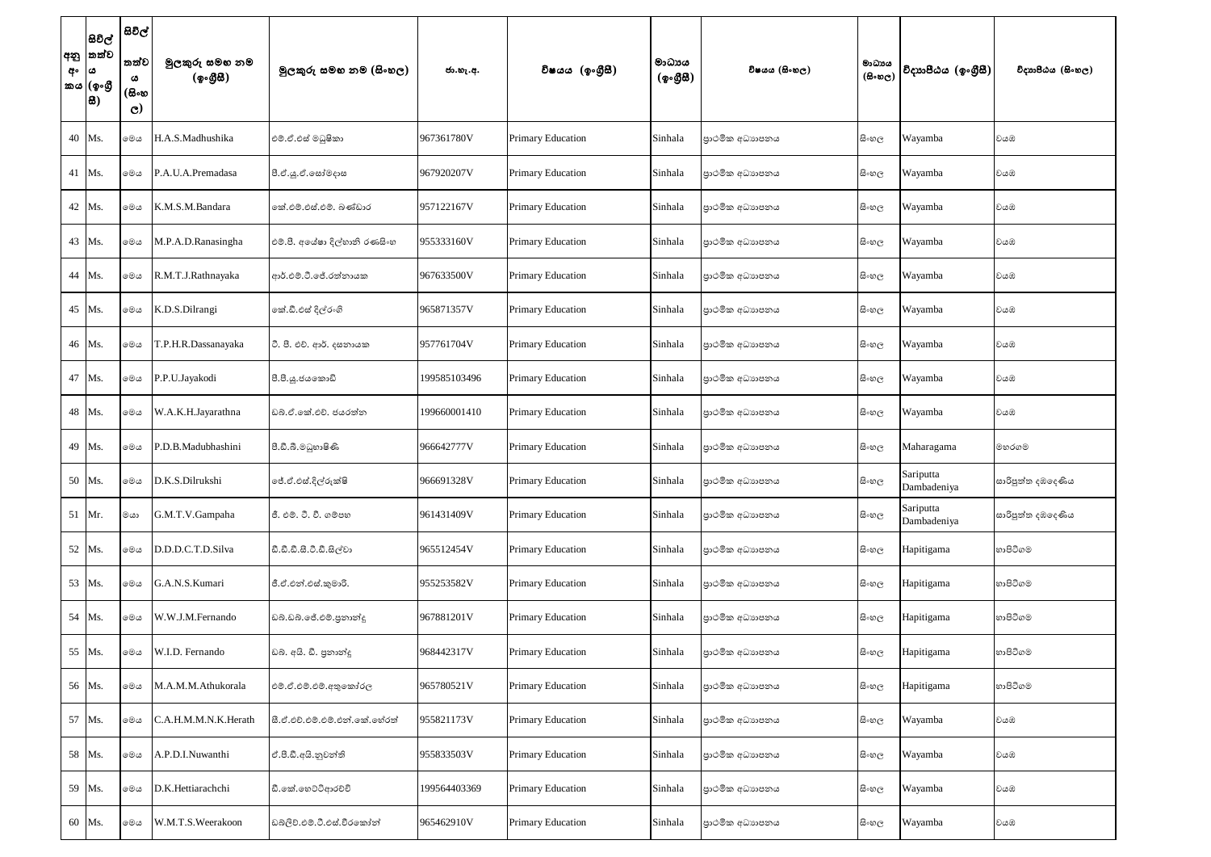| අනු අංකය | සිවිල් තත්වය (ඉංග්‍රීසි) | සිවිල් තත්වය (සිංහල) | මුලකුරු සමඟ නම (ඉංග්‍රීසි) | මුලකුරු සමඟ නම (සිංහල) | ජා.හැ.අ. | විෂයය (ඉංග්‍රීසි) | මාධ්‍යය (ඉංග්‍රීසි) | විෂයය (සිංහල) | මාධ්‍යය (සිංහල) | විද්‍යාපීඨය (ඉංග්‍රීසි) | විද්‍යාපීඨය (සිංහල) |
|---|---|---|---|---|---|---|---|---|---|---|---|
| 40 | Ms. | මෙය | H.A.S.Madhushika | එච්.ඒ.එස් මධුෂිකා | 967361780V | Primary Education | Sinhala | ප්‍රාථමික අධ්‍යාපනය | සිංහල | Wayamba | වයඹ |
| 41 | Ms. | මෙය | P.A.U.A.Premadasa | පී.ඒ.යූ.ඒ.සෝමදාස | 967920207V | Primary Education | Sinhala | ප්‍රාථමික අධ්‍යාපනය | සිංහල | Wayamba | වයඹ |
| 42 | Ms. | මෙය | K.M.S.M.Bandara | කේ.එම්.එස්.එම්. බණ්ඩාර | 957122167V | Primary Education | Sinhala | ප්‍රාථමික අධ්‍යාපනය | සිංහල | Wayamba | වයඹ |
| 43 | Ms. | මෙය | M.P.A.D.Ranasingha | එම්.පී. අයේෂා දිල්හානි රණසිංහ | 955333160V | Primary Education | Sinhala | ප්‍රාථමික අධ්‍යාපනය | සිංහල | Wayamba | වයඹ |
| 44 | Ms. | මෙය | R.M.T.J.Rathnayaka | ආර්.එම්.ටී.ජේ.රත්නායක | 967633500V | Primary Education | Sinhala | ප්‍රාථමික අධ්‍යාපනය | සිංහල | Wayamba | වයඹ |
| 45 | Ms. | මෙය | K.D.S.Dilrangi | කේ.ඩී.එස් දිල්රංගි | 965871357V | Primary Education | Sinhala | ප්‍රාථමික අධ්‍යාපනය | සිංහල | Wayamba | වයඹ |
| 46 | Ms. | මෙය | T.P.H.R.Dassanayaka | ටී. පී. එච්. ආර්. දසනායක | 957761704V | Primary Education | Sinhala | ප්‍රාථමික අධ්‍යාපනය | සිංහල | Wayamba | වයඹ |
| 47 | Ms. | මෙය | P.P.U.Jayakodi | පී.පී.යූ.ජයකොඩි | 199585103496 | Primary Education | Sinhala | ප්‍රාථමික අධ්‍යාපනය | සිංහල | Wayamba | වයඹ |
| 48 | Ms. | මෙය | W.A.K.H.Jayarathna | ඩබ්.ඒ.කේ.එච්. ජයරත්න | 199660001410 | Primary Education | Sinhala | ප්‍රාථමික අධ්‍යාපනය | සිංහල | Wayamba | වයඹ |
| 49 | Ms. | මෙය | P.D.B.Madubhashini | පී.ඩී.බී.මධුභාෂිණී | 966642777V | Primary Education | Sinhala | ප්‍රාථමික අධ්‍යාපනය | සිංහල | Maharagama | මහරගම |
| 50 | Ms. | මෙය | D.K.S.Dilrukshi | ජේ.ඒ.එස්.දිල්රුක්ෂි | 966691328V | Primary Education | Sinhala | ප්‍රාථමික අධ්‍යාපනය | සිංහල | Sariputta Dambadeniya | සාරිපුත්ත දඹදෙණිය |
| 51 | Mr. | මයා | G.M.T.V.Gampaha | ජී. එම්. ටී. වී. ගම්පහ | 961431409V | Primary Education | Sinhala | ප්‍රාථමික අධ්‍යාපනය | සිංහල | Sariputta Dambadeniya | සාරිපුත්ත දඹදෙණිය |
| 52 | Ms. | මෙය | D.D.D.C.T.D.Silva | ඩී.ඩී.ඩී.සී.ටී.ඩී.සිල්වා | 965512454V | Primary Education | Sinhala | ප්‍රාථමික අධ්‍යාපනය | සිංහල | Hapitigama | හාපිටිගම |
| 53 | Ms. | මෙය | G.A.N.S.Kumari | ජී.ඒ.එන්.එස්.කුමාරි. | 955253582V | Primary Education | Sinhala | ප්‍රාථමික අධ්‍යාපනය | සිංහල | Hapitigama | හාපිටිගම |
| 54 | Ms. | මෙය | W.W.J.M.Fernando | ඩබ්.ඩබ්.ජේ.එම්.ප්‍රනාන්දු | 967881201V | Primary Education | Sinhala | ප්‍රාථමික අධ්‍යාපනය | සිංහල | Hapitigama | හාපිටිගම |
| 55 | Ms. | මෙය | W.I.D. Fernando | ඩබ්. අයි. ඩී. ප්‍රනාන්දු | 968442317V | Primary Education | Sinhala | ප්‍රාථමික අධ්‍යාපනය | සිංහල | Hapitigama | හාපිටිගම |
| 56 | Ms. | මෙය | M.A.M.M.Athukorala | එම්.ඒ.එම්.එම්.අතුකෝරල | 965780521V | Primary Education | Sinhala | ප්‍රාථමික අධ්‍යාපනය | සිංහල | Hapitigama | හාපිටිගම |
| 57 | Ms. | මෙය | C.A.H.M.M.N.K.Herath | සී.ඒ.එච්.එම්.එම්.එන්.කේ.හේරත් | 955821173V | Primary Education | Sinhala | ප්‍රාථමික අධ්‍යාපනය | සිංහල | Wayamba | වයඹ |
| 58 | Ms. | මෙය | A.P.D.I.Nuwanthi | ඒ.පී.ඩී.අයි.නුවන්ති | 955833503V | Primary Education | Sinhala | ප්‍රාථමික අධ්‍යාපනය | සිංහල | Wayamba | වයඹ |
| 59 | Ms. | මෙය | D.K.Hettiarachchi | ඩී.කේ.හෙට්ටිආරච්චි | 199564403369 | Primary Education | Sinhala | ප්‍රාථමික අධ්‍යාපනය | සිංහල | Wayamba | වයඹ |
| 60 | Ms. | මෙය | W.M.T.S.Weerakoon | ඩබ්ලිව්.එම්.ටී.එස්.වීරකෝන් | 965462910V | Primary Education | Sinhala | ප්‍රාථමික අධ්‍යාපනය | සිංහල | Wayamba | වයඹ |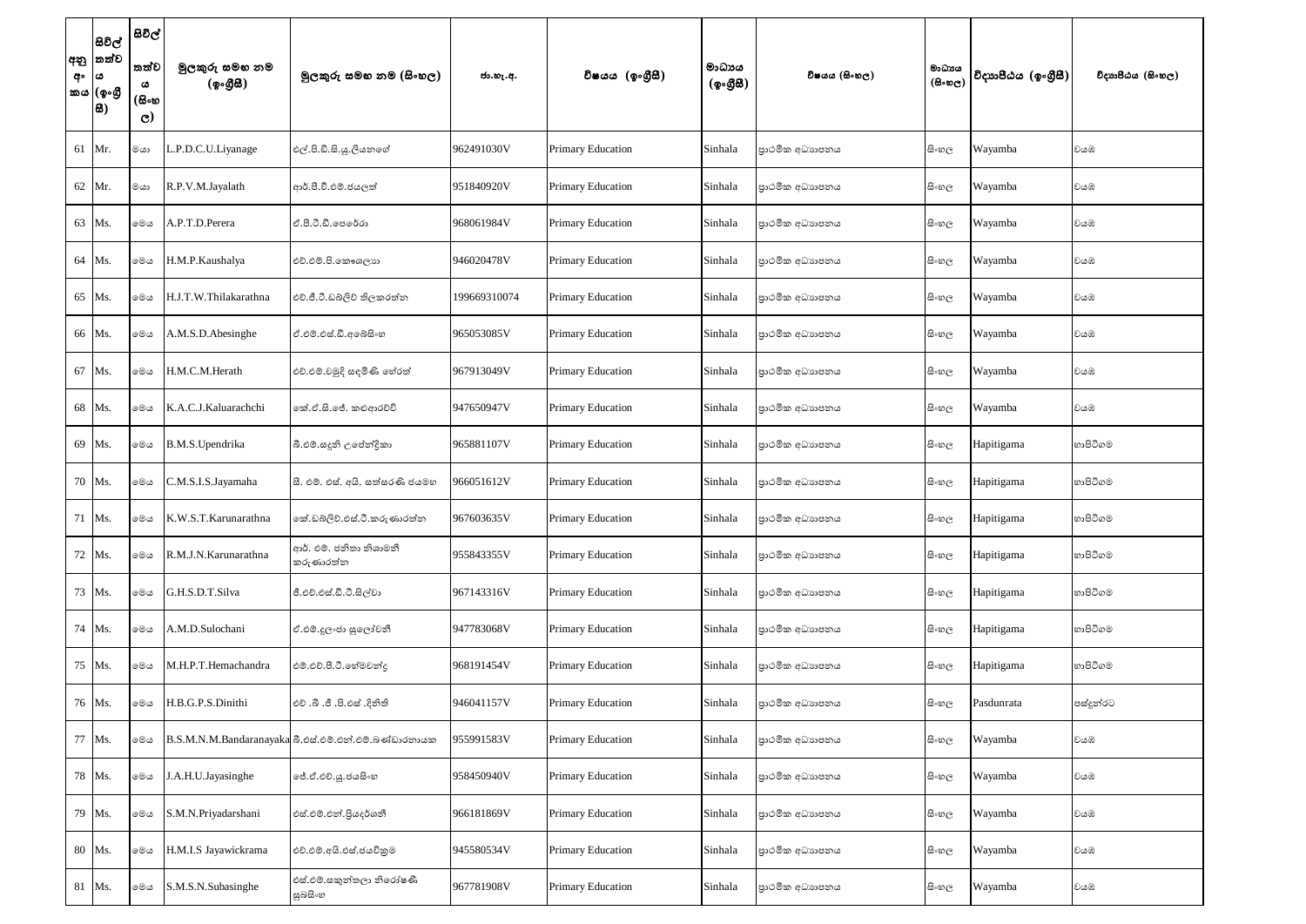| අනු අංකය | සිවිල් තත්වය (ඉංග්‍රීසි) | සිවිල් තත්වය (සිංහල) | මුලකුරු සමඟ නම (ඉංග්‍රීසි) | මුලකුරු සමඟ නම (සිංහල) | ජා.හැ.අ. | විෂයය (ඉංග්‍රීසි) | මාධ්‍යය (ඉංග්‍රීසි) | විෂයය (සිංහල) | මාධ්‍යය (සිංහල) | විද්‍යාපීඨය (ඉංග්‍රීසි) | විද්‍යාපීඨය (සිංහල) |
|---|---|---|---|---|---|---|---|---|---|---|---|
| 61 | Mr. | මයා | L.P.D.C.U.Liyanage | එල්.පී.ඩී.සී.යූ.ලියනගේ | 962491030V | Primary Education | Sinhala | ප්‍රාථමික අධ්‍යාපනය | සිංහල | Wayamba | වයඹ |
| 62 | Mr. | මයා | R.P.V.M.Jayalath | ආර්.පී.වී.එම්.ජයලත් | 951840920V | Primary Education | Sinhala | ප්‍රාථමික අධ්‍යාපනය | සිංහල | Wayamba | වයඹ |
| 63 | Ms. | මෙය | A.P.T.D.Perera | ඒ.පී.ටී.ඩී.පෙරේරා | 968061984V | Primary Education | Sinhala | ප්‍රාථමික අධ්‍යාපනය | සිංහල | Wayamba | වයඹ |
| 64 | Ms. | මෙය | H.M.P.Kaushalya | එච්.එම්.පී.කෞශල්‍යා | 946020478V | Primary Education | Sinhala | ප්‍රාථමික අධ්‍යාපනය | සිංහල | Wayamba | වයඹ |
| 65 | Ms. | මෙය | H.J.T.W.Thilakarathna | එච්.ජී.ටී.ඩබ්ලිව් තිලකරත්න | 199669310074 | Primary Education | Sinhala | ප්‍රාථමික අධ්‍යාපනය | සිංහල | Wayamba | වයඹ |
| 66 | Ms. | මෙය | A.M.S.D.Abesinghe | ඒ.එම්.එස්.ඩී.අබේසිංහ | 965053085V | Primary Education | Sinhala | ප්‍රාථමික අධ්‍යාපනය | සිංහල | Wayamba | වයඹ |
| 67 | Ms. | මෙය | H.M.C.M.Herath | එච්.එම්.චමුදි සඳමිණි හේරත් | 967913049V | Primary Education | Sinhala | ප්‍රාථමික අධ්‍යාපනය | සිංහල | Wayamba | වයඹ |
| 68 | Ms. | මෙය | K.A.C.J.Kaluarachchi | කේ.ඒ.සී.ජේ. කළුආරච්චි | 947650947V | Primary Education | Sinhala | ප්‍රාථමික අධ්‍යාපනය | සිංහල | Wayamba | වයඹ |
| 69 | Ms. | මෙය | B.M.S.Upendrika | බී.එම්.සඳුනි උපේන්ද්‍රිකා | 965881107V | Primary Education | Sinhala | ප්‍රාථමික අධ්‍යාපනය | සිංහල | Hapitigama | හාපිටිගම |
| 70 | Ms. | මෙය | C.M.S.I.S.Jayamaha | සී. එම්. එස්. අයි. සත්සරණී ජයමහ | 966051612V | Primary Education | Sinhala | ප්‍රාථමික අධ්‍යාපනය | සිංහල | Hapitigama | හාපිටිගම |
| 71 | Ms. | මෙය | K.W.S.T.Karunarathna | කේ.ඩබ්ලිව්.එස්.ටී.කරුණාරත්න | 967603635V | Primary Education | Sinhala | ප්‍රාථමික අධ්‍යාපනය | සිංහල | Hapitigama | හාපිටිගම |
| 72 | Ms. | මෙය | R.M.J.N.Karunarathna | ආර්. එම්. ජනිකා නිශාමනී කරුණාරත්න | 955843355V | Primary Education | Sinhala | ප්‍රාථමික අධ්‍යාපනය | සිංහල | Hapitigama | හාපිටිගම |
| 73 | Ms. | මෙය | G.H.S.D.T.Silva | ජී.එච්.එස්.ඩී.ටී.සිල්වා | 967143316V | Primary Education | Sinhala | ප්‍රාථමික අධ්‍යාපනය | සිංහල | Hapitigama | හාපිටිගම |
| 74 | Ms. | මෙය | A.M.D.Sulochani | ඒ.එම්.දුලංජා සුලෝචනී | 947783068V | Primary Education | Sinhala | ප්‍රාථමික අධ්‍යාපනය | සිංහල | Hapitigama | හාපිටිගම |
| 75 | Ms. | මෙය | M.H.P.T.Hemachandra | එම්.එච්.පී.ටී.හේමචන්ද්‍ර | 968191454V | Primary Education | Sinhala | ප්‍රාථමික අධ්‍යාපනය | සිංහල | Hapitigama | හාපිටිගම |
| 76 | Ms. | මෙය | H.B.G.P.S.Dinithi | එච් .බී .ජී .පී.එස් .දිනිති | 946041157V | Primary Education | Sinhala | ප්‍රාථමික අධ්‍යාපනය | සිංහල | Pasdunrata | පස්දුන්රට |
| 77 | Ms. | මෙය | B.S.M.N.M.Bandaranayaka | බී.එස්.එම්.එන්.එම්.බණ්ඩාරනායක | 955991583V | Primary Education | Sinhala | ප්‍රාථමික අධ්‍යාපනය | සිංහල | Wayamba | වයඹ |
| 78 | Ms. | මෙය | J.A.H.U.Jayasinghe | ජේ.ඒ.එච්.යූ.ජයසිංහ | 958450940V | Primary Education | Sinhala | ප්‍රාථමික අධ්‍යාපනය | සිංහල | Wayamba | වයඹ |
| 79 | Ms. | මෙය | S.M.N.Priyadarshani | එස්.එම්.එන්.ප්‍රියදර්ශනී | 966181869V | Primary Education | Sinhala | ප්‍රාථමික අධ්‍යාපනය | සිංහල | Wayamba | වයඹ |
| 80 | Ms. | මෙය | H.M.I.S Jayawickrama | එච්.එම්.අයි.එස්.ජයවික්‍රම | 945580534V | Primary Education | Sinhala | ප්‍රාථමික අධ්‍යාපනය | සිංහල | Wayamba | වයඹ |
| 81 | Ms. | මෙය | S.M.S.N.Subasinghe | එස්.එම්.සකුන්තලා නිරෝෂණී සුබසිංහ | 967781908V | Primary Education | Sinhala | ප්‍රාථමික අධ්‍යාපනය | සිංහල | Wayamba | වයඹ |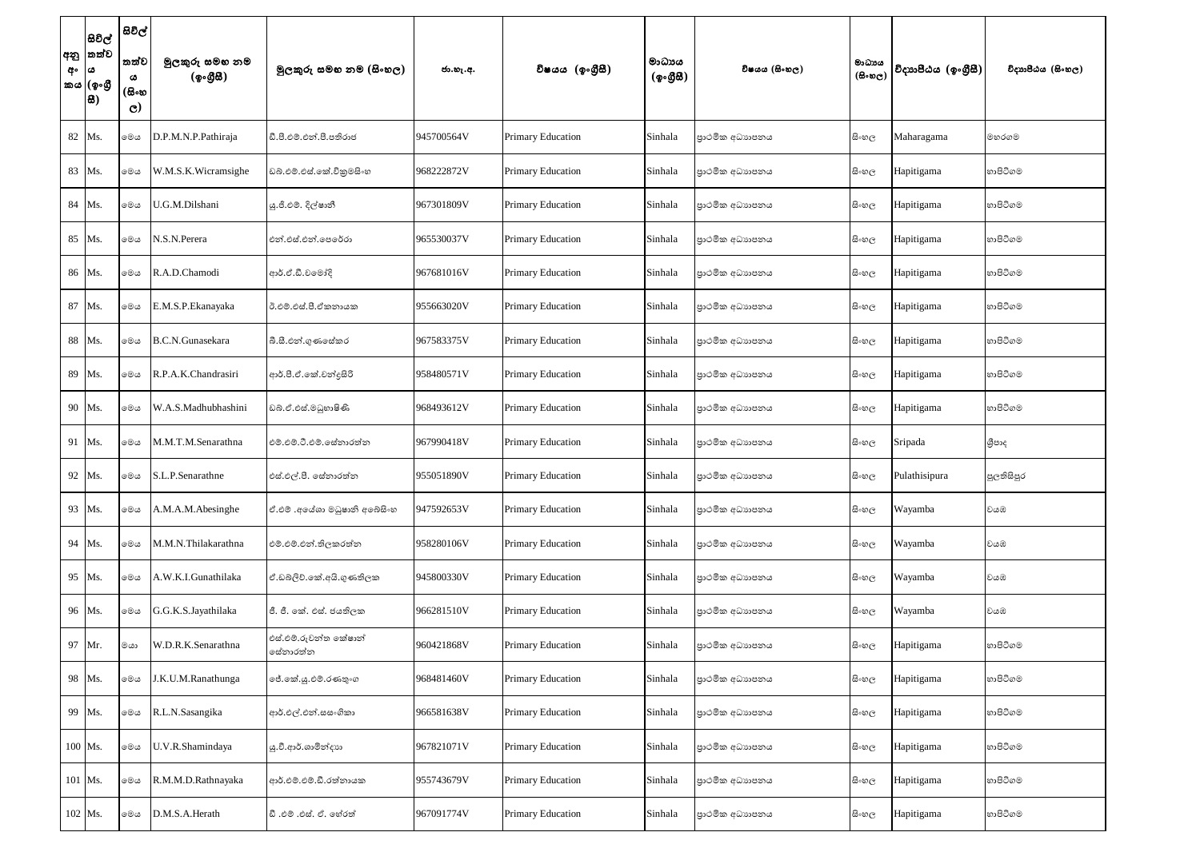| අනු අං කය | සිවිල් තත්ව ය (ඉංග්‍රී සී) | සිවිල් තත්ව ය (සිංහ ල) | මුලකුරු සමඟ නම (ඉංග්‍රීසී) | මුලකුරු සමඟ නම (සිංහල) | ජා.හැ.අ. | විෂයය (ඉංග්‍රීසී) | මාධ්‍යය (ඉංග්‍රීසී) | විෂයය (සිංහල) | මාධ්‍යය (සිංහල) | විද්‍යාපීඨය (ඉංග්‍රීසී) | විද්‍යාපීඨය (සිංහල) |
|---|---|---|---|---|---|---|---|---|---|---|---|
| 82 | Ms. | මෙය | D.P.M.N.P.Pathiraja | ඩී.පී.එම්.එන්.පී.පතිරාජ | 945700564V | Primary Education | Sinhala | ප්‍රාථමික අධ්‍යාපනය | සිංහල | Maharagama | මහරගම |
| 83 | Ms. | මෙය | W.M.S.K.Wicramsighe | ඩබ්.එම්.එස්.කේ.වික්‍රමසිංහ | 968222872V | Primary Education | Sinhala | ප්‍රාථමික අධ්‍යාපනය | සිංහල | Hapitigama | හාපිටිගම |
| 84 | Ms. | මෙය | U.G.M.Dilshani | යූ.ජී.එම්. දිල්ෂානි | 967301809V | Primary Education | Sinhala | ප්‍රාථමික අධ්‍යාපනය | සිංහල | Hapitigama | හාපිටිගම |
| 85 | Ms. | මෙය | N.S.N.Perera | එන්.එස්.එන්.පෙරේරා | 965530037V | Primary Education | Sinhala | ප්‍රාථමික අධ්‍යාපනය | සිංහල | Hapitigama | හාපිටිගම |
| 86 | Ms. | මෙය | R.A.D.Chamodi | ආර්.ඒ.ඩී.චමෝදි | 967681016V | Primary Education | Sinhala | ප්‍රාථමික අධ්‍යාපනය | සිංහල | Hapitigama | හාපිටිගම |
| 87 | Ms. | මෙය | E.M.S.P.Ekanayaka | ඊ.එම්.එස්.පී.ඒකනායක | 955663020V | Primary Education | Sinhala | ප්‍රාථමික අධ්‍යාපනය | සිංහල | Hapitigama | හාපිටිගම |
| 88 | Ms. | මෙය | B.C.N.Gunasekara | බී.සී.එන්.ගුණසේකර | 967583375V | Primary Education | Sinhala | ප්‍රාථමික අධ්‍යාපනය | සිංහල | Hapitigama | හාපිටිගම |
| 89 | Ms. | මෙය | R.P.A.K.Chandrasiri | ආර්.පී.ඒ.කේ.චන්ද්‍රසිරි | 958480571V | Primary Education | Sinhala | ප්‍රාථමික අධ්‍යාපනය | සිංහල | Hapitigama | හාපිටිගම |
| 90 | Ms. | මෙය | W.A.S.Madhubhashini | ඩබ්.ඒ.එස්.මධුභාෂිණි | 968493612V | Primary Education | Sinhala | ප්‍රාථමික අධ්‍යාපනය | සිංහල | Hapitigama | හාපිටිගම |
| 91 | Ms. | මෙය | M.M.T.M.Senarathna | එම්.එම්.ටී.එම්.සේනාරත්න | 967990418V | Primary Education | Sinhala | ප්‍රාථමික අධ්‍යාපනය | සිංහල | Sripada | ශ්‍රීපාද |
| 92 | Ms. | මෙය | S.L.P.Senarathne | එස්.එල්.පී. සේනාරත්න | 955051890V | Primary Education | Sinhala | ප්‍රාථමික අධ්‍යාපනය | සිංහල | Pulathisipura | පුලතිසිපුර |
| 93 | Ms. | මෙය | A.M.A.M.Abesinghe | ඒ.එම් .අයේශා මධුෂානි අබේසිංහ | 947592653V | Primary Education | Sinhala | ප්‍රාථමික අධ්‍යාපනය | සිංහල | Wayamba | වයඹ |
| 94 | Ms. | මෙය | M.M.N.Thilakarathna | එම්.එම්.එන්.තිලකරත්න | 958280106V | Primary Education | Sinhala | ප්‍රාථමික අධ්‍යාපනය | සිංහල | Wayamba | වයඹ |
| 95 | Ms. | මෙය | A.W.K.I.Gunathilaka | ඒ.ඩබ්ලිව්.කේ.අයි.ගුණතිලක | 945800330V | Primary Education | Sinhala | ප්‍රාථමික අධ්‍යාපනය | සිංහල | Wayamba | වයඹ |
| 96 | Ms. | මෙය | G.G.K.S.Jayathilaka | ජී. ජී. කේ. එස්. ජයතිලක | 966281510V | Primary Education | Sinhala | ප්‍රාථමික අධ්‍යාපනය | සිංහල | Wayamba | වයඹ |
| 97 | Mr. | මයා | W.D.R.K.Senarathna | එස්.එම්.රුවන්ත කේෂාන් සේනාරත්න | 960421868V | Primary Education | Sinhala | ප්‍රාථමික අධ්‍යාපනය | සිංහල | Hapitigama | හාපිටිගම |
| 98 | Ms. | මෙය | J.K.U.M.Ranathunga | ජේ.කේ.යූ.එම්.රණතුංග | 968481460V | Primary Education | Sinhala | ප්‍රාථමික අධ්‍යාපනය | සිංහල | Hapitigama | හාපිටිගම |
| 99 | Ms. | මෙය | R.L.N.Sasangika | ආර්.එල්.එන්.සසංගිකා | 966581638V | Primary Education | Sinhala | ප්‍රාථමික අධ්‍යාපනය | සිංහල | Hapitigama | හාපිටිගම |
| 100 | Ms. | මෙය | U.V.R.Shamindaya | යූ.වී.ආර්.ශාමින්දයා | 967821071V | Primary Education | Sinhala | ප්‍රාථමික අධ්‍යාපනය | සිංහල | Hapitigama | හාපිටිගම |
| 101 | Ms. | මෙය | R.M.M.D.Rathnayaka | ආර්.එම්.එම්.ඩී.රත්නායක | 955743679V | Primary Education | Sinhala | ප්‍රාථමික අධ්‍යාපනය | සිංහල | Hapitigama | හාපිටිගම |
| 102 | Ms. | මෙය | D.M.S.A.Herath | ඩී .එම් .එස්. ඒ. හේරත් | 967091774V | Primary Education | Sinhala | ප්‍රාථමික අධ්‍යාපනය | සිංහල | Hapitigama | හාපිටිගම |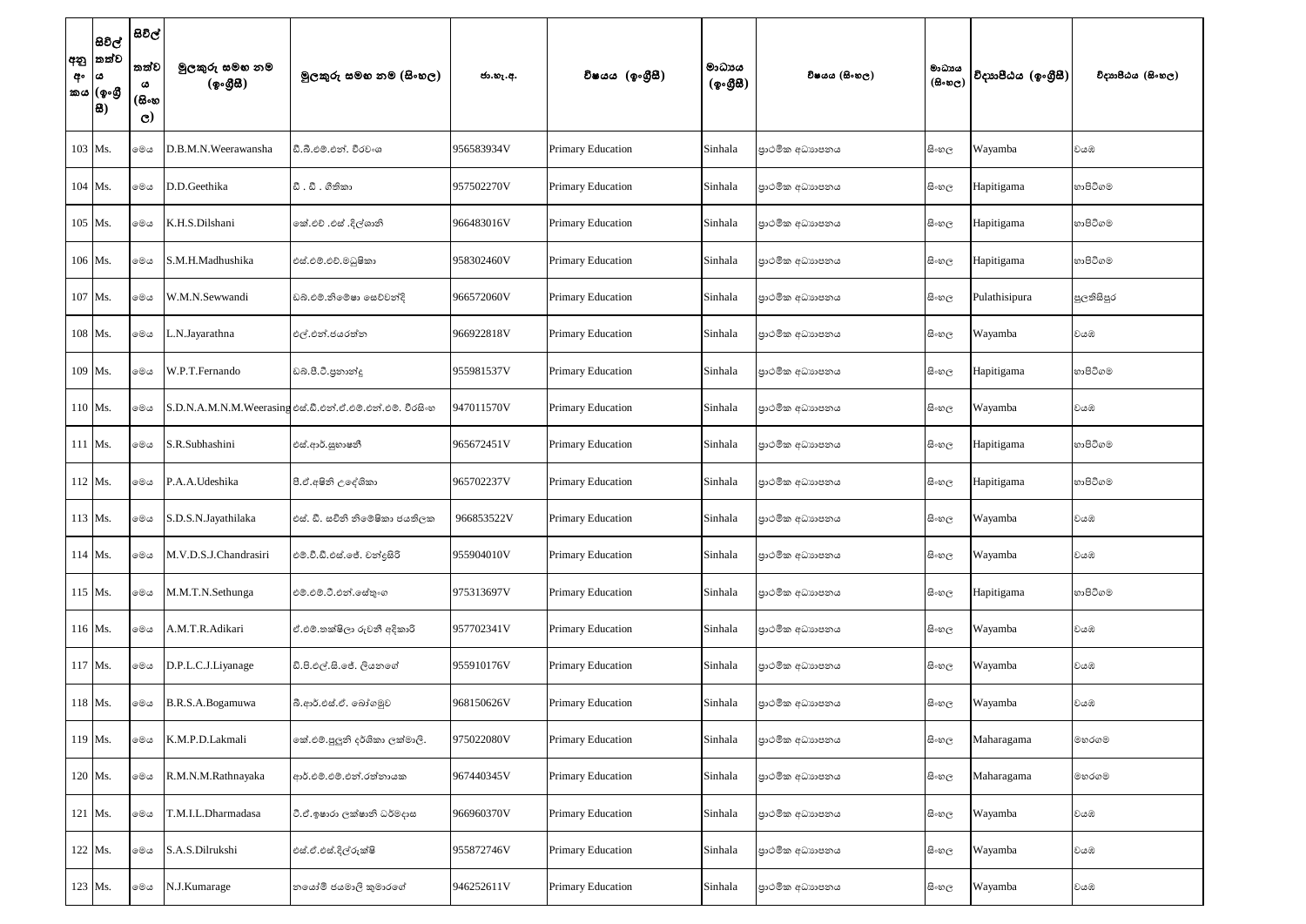| අනු අංකය | සිවිල් තත්වය (ඉංග්‍රීසි) | සිවිල් තත්වය (සිංහල) | මුලකුරු සමඟ නම (ඉංග්‍රීසි) | මුලකුරු සමඟ නම (සිංහල) | ජා.හැ.අ. | විෂයය (ඉංග්‍රීසි) | මාධ්‍යය (ඉංග්‍රීසි) | විෂයය (සිංහල) | මාධ්‍යය (සිංහල) | විද්‍යාපීඨය (ඉංග්‍රීසි) | විද්‍යාපීඨය (සිංහල) |
|---|---|---|---|---|---|---|---|---|---|---|---|
| 103 | Ms. | මෙය | D.B.M.N.Weerawansha | ඩී.බී.එම්.එන්. වීරවංශ | 956583934V | Primary Education | Sinhala | ප්‍රාථමික අධ්‍යාපනය | සිංහල | Wayamba | වයඹ |
| 104 | Ms. | මෙය | D.D.Geethika | ඩී . ඩී . ගීතිකා | 957502270V | Primary Education | Sinhala | ප්‍රාථමික අධ්‍යාපනය | සිංහල | Hapitigama | හාපිටිගම |
| 105 | Ms. | මෙය | K.H.S.Dilshani | කේ.එච් .එස් .දිල්ශානි | 966483016V | Primary Education | Sinhala | ප්‍රාථමික අධ්‍යාපනය | සිංහල | Hapitigama | හාපිටිගම |
| 106 | Ms. | මෙය | S.M.H.Madhushika | එස්.එම්.එච්.මධුෂිකා | 958302460V | Primary Education | Sinhala | ප්‍රාථමික අධ්‍යාපනය | සිංහල | Hapitigama | හාපිටිගම |
| 107 | Ms. | මෙය | W.M.N.Sewwandi | ඩබ්.එම්.නිමේෂා සෙව්වන්දි | 966572060V | Primary Education | Sinhala | ප්‍රාථමික අධ්‍යාපනය | සිංහල | Pulathisipura | පුලතිසිපුර |
| 108 | Ms. | මෙය | L.N.Jayarathna | එල්.එන්.ජයරත්න | 966922818V | Primary Education | Sinhala | ප්‍රාථමික අධ්‍යාපනය | සිංහල | Wayamba | වයඹ |
| 109 | Ms. | මෙය | W.P.T.Fernando | ඩබ්.පී.ටී.ප්‍රනාන්දු | 955981537V | Primary Education | Sinhala | ප්‍රාථමික අධ්‍යාපනය | සිංහල | Hapitigama | හාපිටිගම |
| 110 | Ms. | මෙය | S.D.N.A.M.N.M.Weerasing | එස්.ඩී.එන්.ඒ.එම්.එන්.එම්. වීරසිංහ | 947011570V | Primary Education | Sinhala | ප්‍රාථමික අධ්‍යාපනය | සිංහල | Wayamba | වයඹ |
| 111 | Ms. | මෙය | S.R.Subhashini | එස්.ආර්.සුභාෂනී | 965672451V | Primary Education | Sinhala | ප්‍රාථමික අධ්‍යාපනය | සිංහල | Hapitigama | හාපිටිගම |
| 112 | Ms. | මෙය | P.A.A.Udeshika | පී.ඒ.අෂිනි උදේශිකා | 965702237V | Primary Education | Sinhala | ප්‍රාථමික අධ්‍යාපනය | සිංහල | Hapitigama | හාපිටිගම |
| 113 | Ms. | මෙය | S.D.S.N.Jayathilaka | එස්. ඩී. සචිනි නිමේෂිකා ජයතිලක | 966853522V | Primary Education | Sinhala | ප්‍රාථමික අධ්‍යාපනය | සිංහල | Wayamba | වයඹ |
| 114 | Ms. | මෙය | M.V.D.S.J.Chandrasiri | එම්.වී.ඩී.එස්.ජේ. චන්ද්‍රසිරි | 955904010V | Primary Education | Sinhala | ප්‍රාථමික අධ්‍යාපනය | සිංහල | Wayamba | වයඹ |
| 115 | Ms. | මෙය | M.M.T.N.Sethunga | එම්.එම්.ටී.එන්.සේතුංග | 975313697V | Primary Education | Sinhala | ප්‍රාථමික අධ්‍යාපනය | සිංහල | Hapitigama | හාපිටිගම |
| 116 | Ms. | මෙය | A.M.T.R.Adikari | ඒ.එම්.තක්ෂිලා රුවනි අදිකාරි | 957702341V | Primary Education | Sinhala | ප්‍රාථමික අධ්‍යාපනය | සිංහල | Wayamba | වයඹ |
| 117 | Ms. | මෙය | D.P.L.C.J.Liyanage | ඩී.පී.එල්.සී.ජේ. ලියනගේ | 955910176V | Primary Education | Sinhala | ප්‍රාථමික අධ්‍යාපනය | සිංහල | Wayamba | වයඹ |
| 118 | Ms. | මෙය | B.R.S.A.Bogamuwa | බී.ආර්.එස්.ඒ. බෝගමුව | 968150626V | Primary Education | Sinhala | ප්‍රාථමික අධ්‍යාපනය | සිංහල | Wayamba | වයඹ |
| 119 | Ms. | මෙය | K.M.P.D.Lakmali | කේ.එම්.පුලුනි දර්ශිකා ලක්මාලි. | 975022080V | Primary Education | Sinhala | ප්‍රාථමික අධ්‍යාපනය | සිංහල | Maharagama | මහරගම |
| 120 | Ms. | මෙය | R.M.N.M.Rathnayaka | ආර්.එම්.එම්.එන්.රත්නායක | 967440345V | Primary Education | Sinhala | ප්‍රාථමික අධ්‍යාපනය | සිංහල | Maharagama | මහරගම |
| 121 | Ms. | මෙය | T.M.I.L.Dharmadasa | ටී.ඒ.ඉෂාරා ලක්ෂානි ධර්මදාස | 966960370V | Primary Education | Sinhala | ප්‍රාථමික අධ්‍යාපනය | සිංහල | Wayamba | වයඹ |
| 122 | Ms. | මෙය | S.A.S.Dilrukshi | එස්.ඒ.එස්.දිල්රුක්ෂි | 955872746V | Primary Education | Sinhala | ප්‍රාථමික අධ්‍යාපනය | සිංහල | Wayamba | වයඹ |
| 123 | Ms. | මෙය | N.J.Kumarage | නයෝමි ජයමාලි කුමාරගේ | 946252611V | Primary Education | Sinhala | ප්‍රාථමික අධ්‍යාපනය | සිංහල | Wayamba | වයඹ |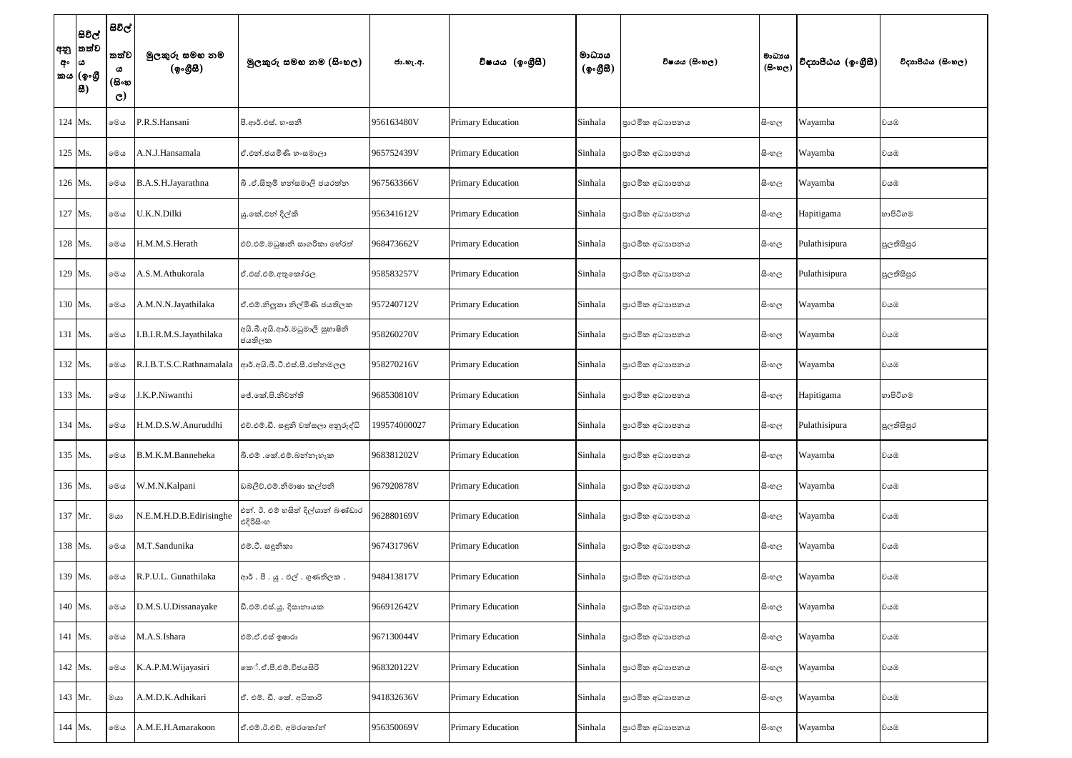| අනු අංකය | සිවිල් තත්වය (ඉංග්‍රීසි) | සිවිල් තත්වය (සිංහල) | මුලකුරු සමඟ නම (ඉංග්‍රීසි) | මුලකුරු සමඟ නම (සිංහල) | ජා.හැ.අ. | විෂයය (ඉංග්‍රීසි) | මාධ්‍යය (ඉංග්‍රීසි) | විෂයය (සිංහල) | මාධ්‍යය (සිංහල) | විද්‍යාපීඨය (ඉංග්‍රීසි) | විද්‍යාපීඨය (සිංහල) |
|---|---|---|---|---|---|---|---|---|---|---|---|
| 124 | Ms. | මෙය | P.R.S.Hansani | පී.ආර්.එස්. හංසනී | 956163480V | Primary Education | Sinhala | ප්‍රාථමික අධ්‍යාපනය | සිංහල | Wayamba | වයඹ |
| 125 | Ms. | මෙය | A.N.J.Hansamala | ඒ.එන්.ජයමිණි හංසමාලා | 965752439V | Primary Education | Sinhala | ප්‍රාථමික අධ්‍යාපනය | සිංහල | Wayamba | වයඹ |
| 126 | Ms. | මෙය | B.A.S.H.Jayarathna | බී .ඒ.සිතුමි හන්සමාලි ජයරත්න | 967563366V | Primary Education | Sinhala | ප්‍රාථමික අධ්‍යාපනය | සිංහල | Wayamba | වයඹ |
| 127 | Ms. | මෙය | U.K.N.Dilki | යු.කේ.එන් දිල්කි | 956341612V | Primary Education | Sinhala | ප්‍රාථමික අධ්‍යාපනය | සිංහල | Hapitigama | හාපිටිගම |
| 128 | Ms. | මෙය | H.M.M.S.Herath | එච්.එම්.මධූෂානි සාගරිකා හේරත් | 968473662V | Primary Education | Sinhala | ප්‍රාථමික අධ්‍යාපනය | සිංහල | Pulathisipura | පුලතිසිපුර |
| 129 | Ms. | මෙය | A.S.M.Athukorala | ඒ.එස්.එම්.අතුකෝරල | 958583257V | Primary Education | Sinhala | ප්‍රාථමික අධ්‍යාපනය | සිංහල | Pulathisipura | පුලතිසිපුර |
| 130 | Ms. | මෙය | A.M.N.N.Jayathilaka | ඒ.එම්.නිලූකා නිල්මිණි ජයතිලක | 957240712V | Primary Education | Sinhala | ප්‍රාථමික අධ්‍යාපනය | සිංහල | Wayamba | වයඹ |
| 131 | Ms. | මෙය | I.B.I.R.M.S.Jayathilaka | අයි.බී.අයි.ආර්.මධුමාලි සුභාෂිනි ජයතිලක | 958260270V | Primary Education | Sinhala | ප්‍රාථමික අධ්‍යාපනය | සිංහල | Wayamba | වයඹ |
| 132 | Ms. | මෙය | R.I.B.T.S.C.Rathnamalala | ආර්.අයි.බී.ටී.එස්.සී.රත්නමලල | 958270216V | Primary Education | Sinhala | ප්‍රාථමික අධ්‍යාපනය | සිංහල | Wayamba | වයඹ |
| 133 | Ms. | මෙය | J.K.P.Niwanthi | ජේ.කේ.පී.නිවන්ති | 968530810V | Primary Education | Sinhala | ප්‍රාථමික අධ්‍යාපනය | සිංහල | Hapitigama | හාපිටිගම |
| 134 | Ms. | මෙය | H.M.D.S.W.Anuruddhi | එච්.එම්.ඩී. සඳුනි වත්සලා අනුරුද්ධි | 199574000027 | Primary Education | Sinhala | ප්‍රාථමික අධ්‍යාපනය | සිංහල | Pulathisipura | පුලතිසිපුර |
| 135 | Ms. | මෙය | B.M.K.M.Banneheka | බී.එම් .කේ.එම්.බන්නැහැක | 968381202V | Primary Education | Sinhala | ප්‍රාථමික අධ්‍යාපනය | සිංහල | Wayamba | වයඹ |
| 136 | Ms. | මෙය | W.M.N.Kalpani | ඩබ්ලිව්.එම්.නිමාෂා කල්පනි | 967920878V | Primary Education | Sinhala | ප්‍රාථමික අධ්‍යාපනය | සිංහල | Wayamba | වයඹ |
| 137 | Mr. | මයා | N.E.M.H.D.B.Edirisinghe | එන්. ඊ. එම් හසිත් දිල්ශාන් බණ්ඩාර එදිරිසිංහ | 962880169V | Primary Education | Sinhala | ප්‍රාථමික අධ්‍යාපනය | සිංහල | Wayamba | වයඹ |
| 138 | Ms. | මෙය | M.T.Sandunika | එම්.ටී. සඳුනිකා | 967431796V | Primary Education | Sinhala | ප්‍රාථමික අධ්‍යාපනය | සිංහල | Wayamba | වයඹ |
| 139 | Ms. | මෙය | R.P.U.L. Gunathilaka | ආර් . පී . යූ . එල් . ගුණතිලක . | 948413817V | Primary Education | Sinhala | ප්‍රාථමික අධ්‍යාපනය | සිංහල | Wayamba | වයඹ |
| 140 | Ms. | මෙය | D.M.S.U.Dissanayake | ඩී.එම්.එස්.යූ. දිසානායක | 966912642V | Primary Education | Sinhala | ප්‍රාථමික අධ්‍යාපනය | සිංහල | Wayamba | වයඹ |
| 141 | Ms. | මෙය | M.A.S.Ishara | එම්.ඒ.එස් ඉෂාරා | 967130044V | Primary Education | Sinhala | ප්‍රාථමික අධ්‍යාපනය | සිංහල | Wayamba | වයඹ |
| 142 | Ms. | මෙය | K.A.P.M.Wijayasiri | කේ.ඒ.පී.එම්.විජයසිරි | 968320122V | Primary Education | Sinhala | ප්‍රාථමික අධ්‍යාපනය | සිංහල | Wayamba | වයඹ |
| 143 | Mr. | මයා | A.M.D.K.Adhikari | ඒ. එම්. ඩී. කේ. අධිකාරි | 941832636V | Primary Education | Sinhala | ප්‍රාථමික අධ්‍යාපනය | සිංහල | Wayamba | වයඹ |
| 144 | Ms. | මෙය | A.M.E.H.Amarakoon | ඒ.එම්.ඊ.එච්. අමරකෝන් | 956350069V | Primary Education | Sinhala | ප්‍රාථමික අධ්‍යාපනය | සිංහල | Wayamba | වයඹ |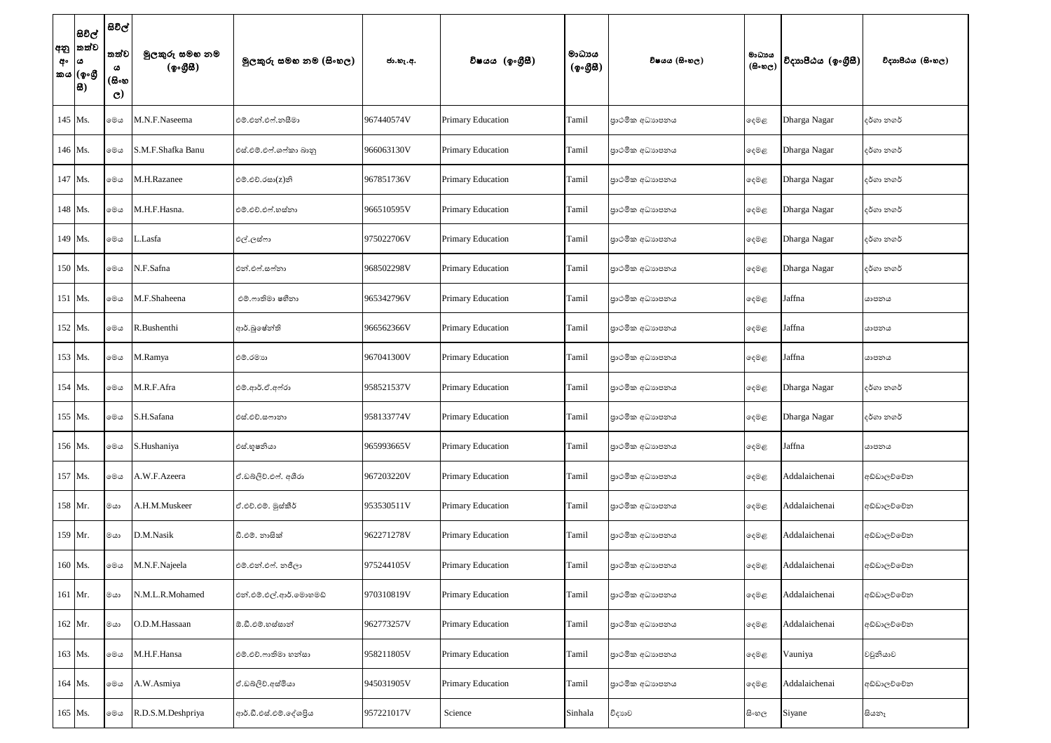| අනු අං කය | සිවිල් තත්ව ය (ඉංග්‍රී සි) | සිවිල් තත්ව ය (සිංහ ල) | මුලකුරු සමඟ නම (ඉංග්‍රීසී) | මුලකුරු සමඟ නම (සිංහල) | ජා.හැ.අ. | විෂයය (ඉංග්‍රීසී) | මාධ්‍යය (ඉංග්‍රීසී) | විෂයය (සිංහල) | මාධ්‍යය (සිංහල) | විද්‍යාපීඨය (ඉංග්‍රීසී) | විද්‍යාපීඨය (සිංහල) |
|---|---|---|---|---|---|---|---|---|---|---|---|
| 145 | Ms. | මෙය | M.N.F.Naseema | එම්.එන්.එෆ්.නසීමා | 967440574V | Primary Education | Tamil | ප්‍රාථමික අධ්‍යාපනය | දෙමළ | Dharga Nagar | දර්ගා නගර් |
| 146 | Ms. | මෙය | S.M.F.Shafka Banu | එස්.එම්.එෆ්.ශෆ්කා බානු | 966063130V | Primary Education | Tamil | ප්‍රාථමික අධ්‍යාපනය | දෙමළ | Dharga Nagar | දර්ගා නගර් |
| 147 | Ms. | මෙය | M.H.Razanee | එම්.එච්.රසා(z)නි | 967851736V | Primary Education | Tamil | ප්‍රාථමික අධ්‍යාපනය | දෙමළ | Dharga Nagar | දර්ගා නගර් |
| 148 | Ms. | මෙය | M.H.F.Hasna. | එම්.එච්.එෆ්.හස්නා | 966510595V | Primary Education | Tamil | ප්‍රාථමික අධ්‍යාපනය | දෙමළ | Dharga Nagar | දර්ගා නගර් |
| 149 | Ms. | මෙය | L.Lasfa | එල්.ලස්ෆා | 975022706V | Primary Education | Tamil | ප්‍රාථමික අධ්‍යාපනය | දෙමළ | Dharga Nagar | දර්ගා නගර් |
| 150 | Ms. | මෙය | N.F.Safna | එන්.එෆ්.සෆ්නා | 968502298V | Primary Education | Tamil | ප්‍රාථමික අධ්‍යාපනය | දෙමළ | Dharga Nagar | දර්ගා නගර් |
| 151 | Ms. | මෙය | M.F.Shaheena | එම්.ෆාතිමා ෂහීනා | 965342796V | Primary Education | Tamil | ප්‍රාථමික අධ්‍යාපනය | දෙමළ | Jaffna | යාපනය |
| 152 | Ms. | මෙය | R.Bushenthi | ආර්.බුෂේන්ති | 966562366V | Primary Education | Tamil | ප්‍රාථමික අධ්‍යාපනය | දෙමළ | Jaffna | යාපනය |
| 153 | Ms. | මෙය | M.Ramya | එම්.රම්‍යා | 967041300V | Primary Education | Tamil | ප්‍රාථමික අධ්‍යාපනය | දෙමළ | Jaffna | යාපනය |
| 154 | Ms. | මෙය | M.R.F.Afra | එම්.ආර්.ඒ.අෆ්රා | 958521537V | Primary Education | Tamil | ප්‍රාථමික අධ්‍යාපනය | දෙමළ | Dharga Nagar | දර්ගා නගර් |
| 155 | Ms. | මෙය | S.H.Safana | එස්.එච්.සෆානා | 958133774V | Primary Education | Tamil | ප්‍රාථමික අධ්‍යාපනය | දෙමළ | Dharga Nagar | දර්ගා නගර් |
| 156 | Ms. | මෙය | S.Hushaniya | එස්.හුෂනියා | 965993665V | Primary Education | Tamil | ප්‍රාථමික අධ්‍යාපනය | දෙමළ | Jaffna | යාපනය |
| 157 | Ms. | මෙය | A.W.F.Azeera | ඒ.ඩබ්ලිව්.එෆ්. අශීරා | 967203220V | Primary Education | Tamil | ප්‍රාථමික අධ්‍යාපනය | දෙමළ | Addalaichenai | අඩ්ඩාලච්චේන |
| 158 | Mr. | මයා | A.H.M.Muskeer | ඒ.එච්.එම්. මුස්කීර් | 953530511V | Primary Education | Tamil | ප්‍රාථමික අධ්‍යාපනය | දෙමළ | Addalaichenai | අඩ්ඩාලච්චේන |
| 159 | Mr. | මයා | D.M.Nasik | ඩී.එම්. නාසික් | 962271278V | Primary Education | Tamil | ප්‍රාථමික අධ්‍යාපනය | දෙමළ | Addalaichenai | අඩ්ඩාලච්චේන |
| 160 | Ms. | මෙය | M.N.F.Najeela | එම්.එන්.එෆ්. නජීලා | 975244105V | Primary Education | Tamil | ප්‍රාථමික අධ්‍යාපනය | දෙමළ | Addalaichenai | අඩ්ඩාලච්චේන |
| 161 | Mr. | මයා | N.M.L.R.Mohamed | එන්.එම්.එල්.ආර්.මොහමඩ් | 970310819V | Primary Education | Tamil | ප්‍රාථමික අධ්‍යාපනය | දෙමළ | Addalaichenai | අඩ්ඩාලච්චේන |
| 162 | Mr. | මයා | O.D.M.Hassaan | ඕ.ඩී.එම්.හස්සාන් | 962773257V | Primary Education | Tamil | ප්‍රාථමික අධ්‍යාපනය | දෙමළ | Addalaichenai | අඩ්ඩාලච්චේන |
| 163 | Ms. | මෙය | M.H.F.Hansa | එම්.එච්.ෆාතිමා හන්සා | 958211805V | Primary Education | Tamil | ප්‍රාථමික අධ්‍යාපනය | දෙමළ | Vauniya | වවුනියාව |
| 164 | Ms. | මෙය | A.W.Asmiya | ඒ.ඩබ්ලිව්.අස්මියා | 945031905V | Primary Education | Tamil | ප්‍රාථමික අධ්‍යාපනය | දෙමළ | Addalaichenai | අඩ්ඩාලච්චේන |
| 165 | Ms. | මෙය | R.D.S.M.Deshpriya | ආර්.ඩී.එස්.එම්.දේශප්‍රිය | 957221017V | Science | Sinhala | විද්‍යාව | සිංහල | Siyane | සියනෑ |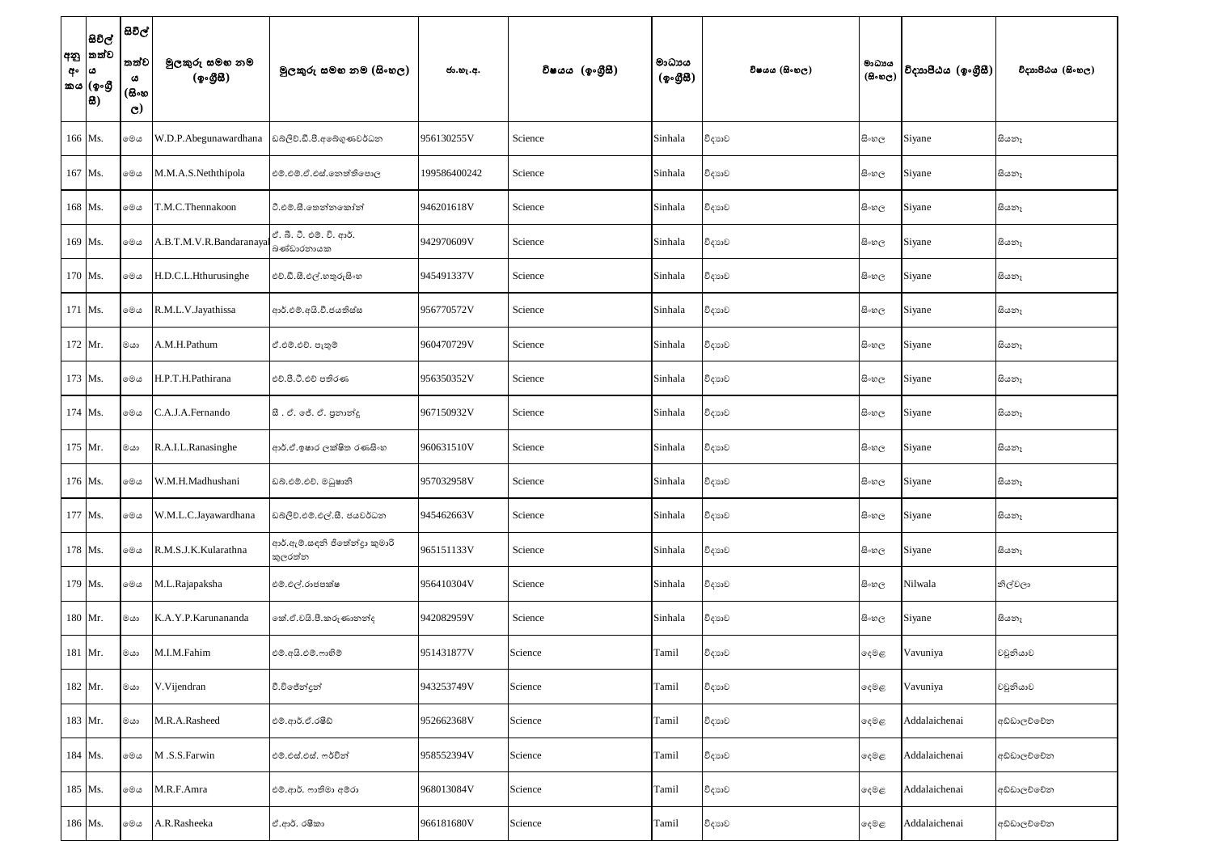| අනු අංකය | සිවිල් තත්වය (ඉංග්‍රීසි) | සිවිල් තත්වය (සිංහල) | මුලකුරු සමඟ නම (ඉංග්‍රීසි) | මුලකුරු සමඟ නම (සිංහල) | ජා.හැ.අ. | විෂයය (ඉංග්‍රීසි) | මාධ්‍යය (ඉංග්‍රීසි) | විෂයය (සිංහල) | මාධ්‍යය (සිංහල) | විද්‍යාපීඨය (ඉංග්‍රීසි) | විද්‍යාපීඨය (සිංහල) |
|---|---|---|---|---|---|---|---|---|---|---|---|
| 166 | Ms. | මෙය | W.D.P.Abegunawardhana | ඩබ්ලිව්.ඩී.පී.අබේගුණවර්ධන | 956130255V | Science | Sinhala | විද්‍යාව | සිංහල | Siyane | සියනෑ |
| 167 | Ms. | මෙය | M.M.A.S.Neththipola | එම්.එම්.ඒ.එස්.නෙත්තිපොල | 199586400242 | Science | Sinhala | විද්‍යාව | සිංහල | Siyane | සියනෑ |
| 168 | Ms. | මෙය | T.M.C.Thennakoon | ටී.එම්.සී.තෙන්නකෝන් | 946201618V | Science | Sinhala | විද්‍යාව | සිංහල | Siyane | සියනෑ |
| 169 | Ms. | මෙය | A.B.T.M.V.R.Bandaranayal | ඒ. බී. ටී. එම්. වී. ආර්. බණ්ඩාරනායක | 942970609V | Science | Sinhala | විද්‍යාව | සිංහල | Siyane | සියනෑ |
| 170 | Ms. | මෙය | H.D.C.L.Hthurusinghe | එච්.ඩී.සී.එල්.හතුරුසිංහ | 945491337V | Science | Sinhala | විද්‍යාව | සිංහල | Siyane | සියනෑ |
| 171 | Ms. | මෙය | R.M.L.V.Jayathissa | ආර්.එම්.අයි.වී.ජයතිස්ස | 956770572V | Science | Sinhala | විද්‍යාව | සිංහල | Siyane | සියනෑ |
| 172 | Mr. | මයා | A.M.H.Pathum | ඒ.එම්.එච්. පැතුම් | 960470729V | Science | Sinhala | විද්‍යාව | සිංහල | Siyane | සියනෑ |
| 173 | Ms. | මෙය | H.P.T.H.Pathirana | එච්.පී.ටී.එච් පතිරණ | 956350352V | Science | Sinhala | විද්‍යාව | සිංහල | Siyane | සියනෑ |
| 174 | Ms. | මෙය | C.A.J.A.Fernando | සී . ඒ. ජේ. ඒ. ප්‍රනාන්දු | 967150932V | Science | Sinhala | විද්‍යාව | සිංහල | Siyane | සියනෑ |
| 175 | Mr. | මයා | R.A.I.L.Ranasinghe | ආර්.ඒ.ඉෂාර ලක්ෂිත රණසිංහ | 960631510V | Science | Sinhala | විද්‍යාව | සිංහල | Siyane | සියනෑ |
| 176 | Ms. | මෙය | W.M.H.Madhushani | ඩබ්.එම්.එච්. මධුෂානි | 957032958V | Science | Sinhala | විද්‍යාව | සිංහල | Siyane | සියනෑ |
| 177 | Ms. | මෙය | W.M.L.C.Jayawardhana | ඩබ්ලිව්.එම්.එල්.සී. ජයවර්ධන | 945462663V | Science | Sinhala | විද්‍යාව | සිංහල | Siyane | සියනෑ |
| 178 | Ms. | මෙය | R.M.S.J.K.Kularathna | ආර්.ඇම්.සඳනි ජිතේන්ද්‍රා කුමාරි කුලරත්න | 965151133V | Science | Sinhala | විද්‍යාව | සිංහල | Siyane | සියනෑ |
| 179 | Ms. | මෙය | M.L.Rajapaksha | එම්.එල්.රාජපක්ෂ | 956410304V | Science | Sinhala | විද්‍යාව | සිංහල | Nilwala | නිල්වලා |
| 180 | Mr. | මයා | K.A.Y.P.Karunananda | කේ.ඒ.වයි.පී.කරුණානන්ද | 942082959V | Science | Sinhala | විද්‍යාව | සිංහල | Siyane | සියනෑ |
| 181 | Mr. | මයා | M.I.M.Fahim | එම්.අයි.එම්.ෆාහිම් | 951431877V | Science | Tamil | විද්‍යාව | දෙමළ | Vavuniya | වවුනියාව |
| 182 | Mr. | මයා | V.Vijendran | වී.විජේන්ද්‍රන් | 943253749V | Science | Tamil | විද්‍යාව | දෙමළ | Vavuniya | වවුනියාව |
| 183 | Mr. | මයා | M.R.A.Rasheed | එම්.ආර්.ඒ.රෂීඩ් | 952662368V | Science | Tamil | විද්‍යාව | දෙමළ | Addalaichenai | අඩ්ඩාලච්චේන |
| 184 | Ms. | මෙය | M .S.S.Farwin | එම්.එස්.එස්. ෆර්වින් | 958552394V | Science | Tamil | විද්‍යාව | දෙමළ | Addalaichenai | අඩ්ඩාලච්චේන |
| 185 | Ms. | මෙය | M.R.F.Amra | එම්.ආර්. ෆාතිමා අම්රා | 968013084V | Science | Tamil | විද්‍යාව | දෙමළ | Addalaichenai | අඩ්ඩාලච්චේන |
| 186 | Ms. | මෙය | A.R.Rasheeka | ඒ.ආර්. රෂීකා | 966181680V | Science | Tamil | විද්‍යාව | දෙමළ | Addalaichenai | අඩ්ඩාලච්චේන |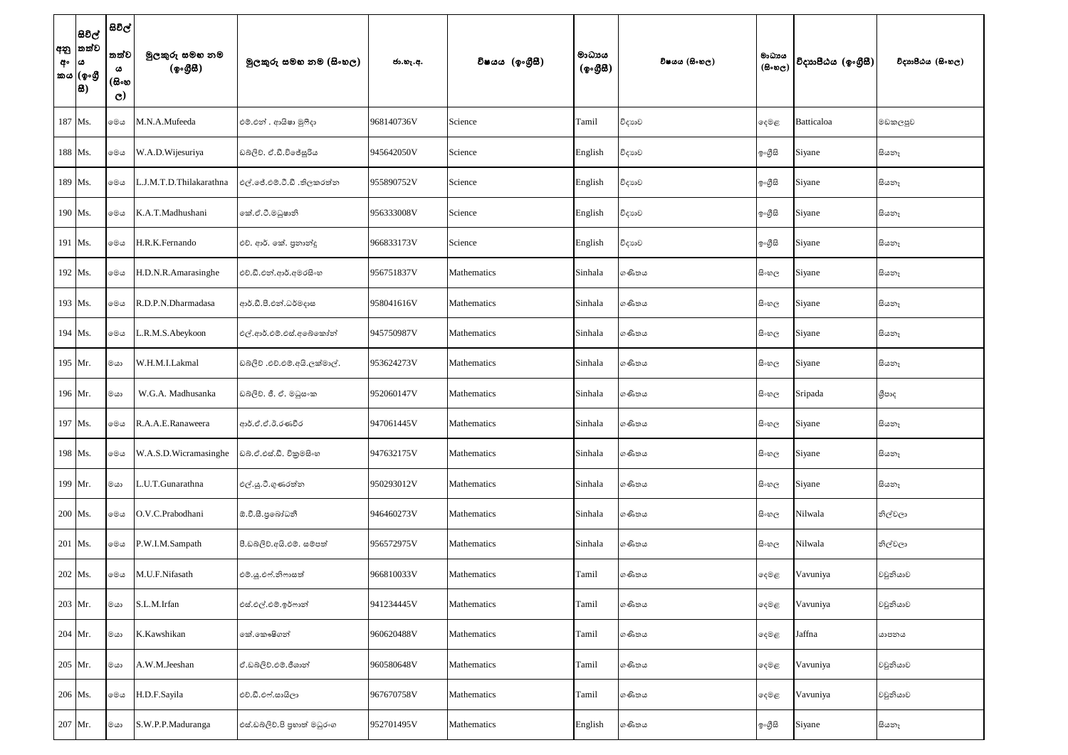| අනු අංකය | සිවිල් තත්වය (ඉංග්‍රීසි) | සිවිල් තත්වය (සිංහල) | මුලකුරු සමඟ නම (ඉංග්‍රීසි) | මුලකුරු සමඟ නම (සිංහල) | ජා.හැ.අ. | විෂයය (ඉංග්‍රීසි) | මාධ්‍යය (ඉංග්‍රීසි) | විෂයය (සිංහල) | මාධ්‍යය (සිංහල) | විද්‍යාපීඨය (ඉංග්‍රීසි) | විද්‍යාපීඨය (සිංහල) |
|---|---|---|---|---|---|---|---|---|---|---|---|
| 187 | Ms. | මෙය | M.N.A.Mufeeda | එම්.එන් . ආයිෂා මුෆීදා | 968140736V | Science | Tamil | විද්‍යාව | දෙමළ | Batticaloa | මඩකලපුව |
| 188 | Ms. | මෙය | W.A.D.Wijesuriya | ඩබ්ලිව්. ඒ.ඩී.විජේසූරිය | 945642050V | Science | English | විද්‍යාව | ඉංග්‍රීසි | Siyane | සියනෑ |
| 189 | Ms. | මෙය | L.J.M.T.D.Thilakarathna | එල්.ජේ.එම්.ටී.ඩී .තිලකරත්න | 955890752V | Science | English | විද්‍යාව | ඉංග්‍රීසි | Siyane | සියනෑ |
| 190 | Ms. | මෙය | K.A.T.Madhushani | කේ.ඒ.ටී.මධුෂානි | 956333008V | Science | English | විද්‍යාව | ඉංග්‍රීසි | Siyane | සියනෑ |
| 191 | Ms. | මෙය | H.R.K.Fernando | එච්. ආර්. කේ. ප්‍රනාන්දු | 966833173V | Science | English | විද්‍යාව | ඉංග්‍රීසි | Siyane | සියනෑ |
| 192 | Ms. | මෙය | H.D.N.R.Amarasinghe | එච්.ඩී.එන්.ආර්.අමරසිංහ | 956751837V | Mathematics | Sinhala | ගණිතය | සිංහල | Siyane | සියනෑ |
| 193 | Ms. | මෙය | R.D.P.N.Dharmadasa | ආර්.ඩී.පී.එන්.ධර්මදාස | 958041616V | Mathematics | Sinhala | ගණිතය | සිංහල | Siyane | සියනෑ |
| 194 | Ms. | මෙය | L.R.M.S.Abeykoon | එල්.ආර්.එම්.එස්.අබේකෝන් | 945750987V | Mathematics | Sinhala | ගණිතය | සිංහල | Siyane | සියනෑ |
| 195 | Mr. | මයා | W.H.M.I.Lakmal | ඩබ්ලිව් .එච්.එම්.අයි.ලක්මාල්. | 953624273V | Mathematics | Sinhala | ගණිතය | සිංහල | Siyane | සියනෑ |
| 196 | Mr. | මයා | W.G.A. Madhusanka | ඩබ්ලිව්. ජී. ඒ. මධුසංක | 952060147V | Mathematics | Sinhala | ගණිතය | සිංහල | Sripada | ශ්‍රීපාද |
| 197 | Ms. | මෙය | R.A.A.E.Ranaweera | ආර්.ඒ.ඒ.ඊ.රණවීර | 947061445V | Mathematics | Sinhala | ගණිතය | සිංහල | Siyane | සියනෑ |
| 198 | Ms. | මෙය | W.A.S.D.Wicramasinghe | ඩබ්.ඒ.එස්.ඩී. වික්‍රමසිංහ | 947632175V | Mathematics | Sinhala | ගණිතය | සිංහල | Siyane | සියනෑ |
| 199 | Mr. | මයා | L.U.T.Gunarathna | එල්.යූ.ටී.ගුණරත්න | 950293012V | Mathematics | Sinhala | ගණිතය | සිංහල | Siyane | සියනෑ |
| 200 | Ms. | මෙය | O.V.C.Prabodhani | ඕ.වී.සී.ප්‍රබෝධනී | 946460273V | Mathematics | Sinhala | ගණිතය | සිංහල | Nilwala | නිල්වලා |
| 201 | Ms. | මෙය | P.W.I.M.Sampath | පී.ඩබ්ලිව්.අයි.එම්. සම්පත් | 956572975V | Mathematics | Sinhala | ගණිතය | සිංහල | Nilwala | නිල්වලා |
| 202 | Ms. | මෙය | M.U.F.Nifasath | එම්.යූ.එෆ්.නිෆාසත් | 966810033V | Mathematics | Tamil | ගණිතය | දෙමළ | Vavuniya | වවුනියාව |
| 203 | Mr. | මයා | S.L.M.Irfan | එස්.එල්.එම්.ඉර්ෆාන් | 941234445V | Mathematics | Tamil | ගණිතය | දෙමළ | Vavuniya | වවුනියාව |
| 204 | Mr. | මයා | K.Kawshikan | කේ.කෞෂිගන් | 960620488V | Mathematics | Tamil | ගණිතය | දෙමළ | Jaffna | යාපනය |
| 205 | Mr. | මයා | A.W.M.Jeeshan | ඒ.ඩබ්ලිව්.එම්.ජීශාන් | 960580648V | Mathematics | Tamil | ගණිතය | දෙමළ | Vavuniya | වවුනියාව |
| 206 | Ms. | මෙය | H.D.F.Sayila | එච්.ඩී.එෆ්.සායිලා | 967670758V | Mathematics | Tamil | ගණිතය | දෙමළ | Vavuniya | වවුනියාව |
| 207 | Mr. | මයා | S.W.P.P.Maduranga | එස්.ඩබ්ලිව්.පී ප්‍රභාත් මධුරංග | 952701495V | Mathematics | English | ගණිතය | ඉංග්‍රීසි | Siyane | සියනෑ |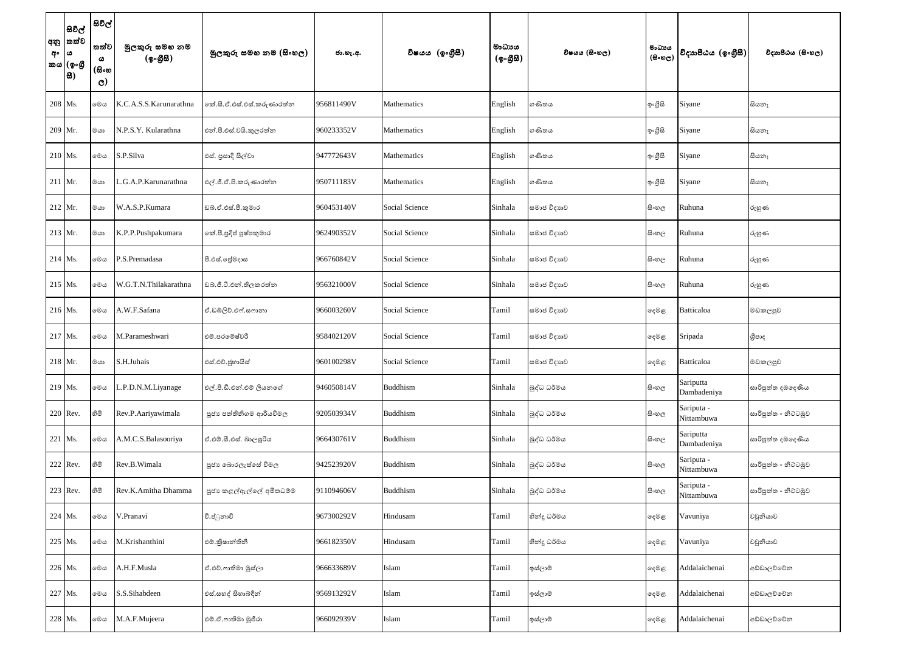| අනු අංකය | සිවිල් තත්වය (ඉංග්‍රීසි) | සිවිල් තත්වය (සිංහල) | මුලකුරු සමඟ නම (ඉංග්‍රීසි) | මුලකුරු සමඟ නම (සිංහල) | ජා.හැ.අ. | විෂයය (ඉංග්‍රීසි) | මාධ්‍යය (ඉංග්‍රීසි) | විෂයය (සිංහල) | මාධ්‍යය (සිංහල) | විද්‍යාපීඨය (ඉංග්‍රීසි) | විද්‍යාපීඨය (සිංහල) |
|---|---|---|---|---|---|---|---|---|---|---|---|
| 208 | Ms. | මෙය | K.C.A.S.S.Karunarathna | කේ.සී.ඒ.එස්.එස්.කරුණාරත්න | 956811490V | Mathematics | English | ගණිතය | ඉංග්‍රීසි | Siyane | සියනෑ |
| 209 | Mr. | මයා | N.P.S.Y. Kularathna | එන්.පී.එස්.වයි.කුලරත්න | 960233352V | Mathematics | English | ගණිතය | ඉංග්‍රීසි | Siyane | සියනෑ |
| 210 | Ms. | මෙය | S.P.Silva | එස්. ප්‍රසාදි සිල්වා | 947772643V | Mathematics | English | ගණිතය | ඉංග්‍රීසි | Siyane | සියනෑ |
| 211 | Mr. | මයා | L.G.A.P.Karunarathna | එල්.ජී.ඒ.පී.කරුණාරත්න | 950711183V | Mathematics | English | ගණිතය | ඉංග්‍රීසි | Siyane | සියනෑ |
| 212 | Mr. | මයා | W.A.S.P.Kumara | ඩබ්.ඒ.එස්.පී.කුමාර | 960453140V | Social Science | Sinhala | සමාජ විද්‍යාව | සිංහල | Ruhuna | රුහුණ |
| 213 | Mr. | මයා | K.P.P.Pushpakumara | කේ.පී.ප්‍රදීප් පුෂ්පකුමාර | 962490352V | Social Science | Sinhala | සමාජ විද්‍යාව | සිංහල | Ruhuna | රුහුණ |
| 214 | Ms. | මෙය | P.S.Premadasa | පී.එස්.ප්‍රේමදාස | 966760842V | Social Science | Sinhala | සමාජ විද්‍යාව | සිංහල | Ruhuna | රුහුණ |
| 215 | Ms. | මෙය | W.G.T.N.Thilakarathna | ඩබ්.ජී.ටී.එන්.තිලකරත්න | 956321000V | Social Science | Sinhala | සමාජ විද්‍යාව | සිංහල | Ruhuna | රුහුණ |
| 216 | Ms. | මෙය | A.W.F.Safana | ඒ.ඩබ්ලිව්.එෆ්.සෆානා | 966003260V | Social Science | Tamil | සමාජ විද්‍යාව | දෙමළ | Batticaloa | මඩකලපුව |
| 217 | Ms. | මෙය | M.Parameshwari | එම්.පරමේෂ්වරී | 958402120V | Social Science | Tamil | සමාජ විද්‍යාව | දෙමළ | Sripada | ශ්‍රීපාද |
| 218 | Mr. | මයා | S.H.Juhais | එස්.එච්.ජුහායිස් | 960100298V | Social Science | Tamil | සමාජ විද්‍යාව | දෙමළ | Batticaloa | මඩකලපුව |
| 219 | Ms. | මෙය | L.P.D.N.M.Liyanage | එල්.පී.ඩී.එන්.එම් ලියනගේ | 946050814V | Buddhism | Sinhala | බුද්ධ ධර්මය | සිංහල | Sariputta Dambadeniya | සාරිපුත්ත දඹදෙණිය |
| 220 | Rev. | හිමි | Rev.P.Aariyawimala | පූජ්‍ය පත්තිනිගම ආරියවිමල | 920503934V | Buddhism | Sinhala | බුද්ධ ධර්මය | සිංහල | Sariputa - Nittambuwa | සාරිපුත්ත - නිට්ටඹුව |
| 221 | Ms. | මෙය | A.M.C.S.Balasooriya | ඒ.එම්.සී.එස්. බාලසූරිය | 966430761V | Buddhism | Sinhala | බුද්ධ ධර්මය | සිංහල | Sariputta Dambadeniya | සාරිපුත්ත දඹදෙණිය |
| 222 | Rev. | හිමි | Rev.B.Wimala | පූජ්‍ය බොරලැස්සේ විමල | 942523920V | Buddhism | Sinhala | බුද්ධ ධර්මය | සිංහල | Sariputa - Nittambuwa | සාරිපුත්ත - නිට්ටඹුව |
| 223 | Rev. | හිමි | Rev.K.Amitha Dhamma | පූජ්‍ය කළල්ඇල්ලේ අමිතධම්ම | 911094606V | Buddhism | Sinhala | බුද්ධ ධර්මය | සිංහල | Sariputa - Nittambuwa | සාරිපුත්ත - නිට්ටඹුව |
| 224 | Ms. | මෙය | V.Pranavi | වී.ප්‍රනාවි | 967300292V | Hindusam | Tamil | හින්දු ධර්මය | දෙමළ | Vavuniya | වවුනියාව |
| 225 | Ms. | මෙය | M.Krishanthini | එම්.ක්‍රිෂාන්තිනී | 966182350V | Hindusam | Tamil | හින්දු ධර්මය | දෙමළ | Vavuniya | වවුනියාව |
| 226 | Ms. | මෙය | A.H.F.Musla | ඒ.එච්.ෆාතිමා මුස්ලා | 966633689V | Islam | Tamil | ඉස්ලාම් | දෙමළ | Addalaichenai | අඩ්ඩාලච්චේන |
| 227 | Ms. | මෙය | S.S.Sihabdeen | එස්.සහද් සිහාබ්දීන් | 956913292V | Islam | Tamil | ඉස්ලාම් | දෙමළ | Addalaichenai | අඩ්ඩාලච්චේන |
| 228 | Ms. | මෙය | M.A.F.Mujeera | එම්.ඒ.ෆාතිමා මුජීරා | 966092939V | Islam | Tamil | ඉස්ලාම් | දෙමළ | Addalaichenai | අඩ්ඩාලච්චේන |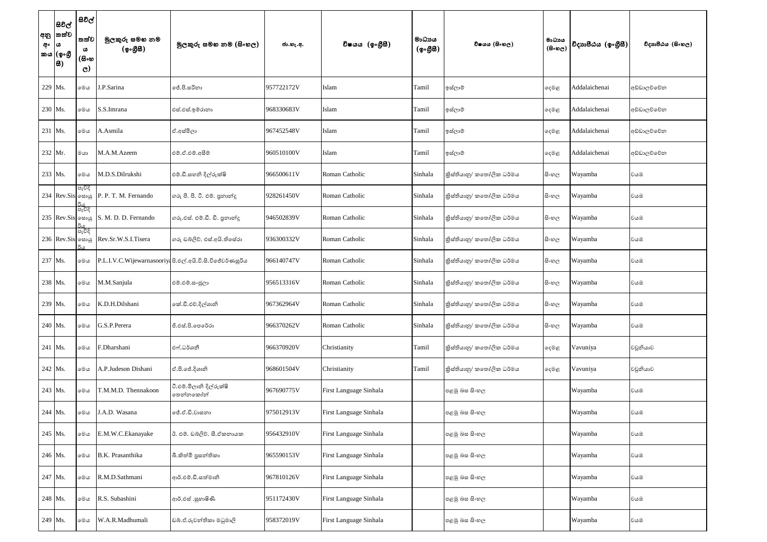| අනු අංකය | සිවිල් තත්වය (ඉංග්‍රීසි) | සිවිල් තත්වය (සිංහල) | මුලකුරු සමඟ නම (ඉංග්‍රීසි) | මුලකුරු සමඟ නම (සිංහල) | ජා.හැ.අ. | විෂයය (ඉංග්‍රීසි) | මාධ්‍යය (ඉංග්‍රීසි) | විෂයය (සිංහල) | මාධ්‍යය (සිංහල) | විද්‍යාපීඨය (ඉංග්‍රීසි) | විද්‍යාපීඨය (සිංහල) |
|---|---|---|---|---|---|---|---|---|---|---|---|
| 229 | Ms. | මෙය | J.P.Sarina | ජේ.පී.සරිනා | 957722172V | Islam | Tamil | ඉස්ලාම් | දෙමළ | Addalaichenai | අඩ්ඩාලච්චේන |
| 230 | Ms. | මෙය | S.S.Imrana | එස්.එස්.ඉම්රානා | 968330683V | Islam | Tamil | ඉස්ලාම් | දෙමළ | Addalaichenai | අඩ්ඩාලච්චේන |
| 231 | Ms. | මෙය | A.Asmila | ඒ.අස්මිලා | 967452548V | Islam | Tamil | ඉස්ලාම් | දෙමළ | Addalaichenai | අඩ්ඩාලච්චේන |
| 232 | Mr. | මයා | M.A.M.Azeem | එම්.ඒ.එම්.අසීම් | 960510100V | Islam | Tamil | ඉස්ලාම් | දෙමළ | Addalaichenai | අඩ්ඩාලච්චේන |
| 233 | Ms. | මෙය | M.D.S.Dilrukshi | එම්.ඩී.සහනි දිල්රුක්ෂි | 966500611V | Roman Catholic | Sinhala | ක්‍රිස්තියානු/ කතෝලික ධර්මය | සිංහල | Wayamba | වයඹ |
| 234 | Rev.Sis | පැවිදි සොයුරිය | P. P. T. M. Fernando | ගරු පී. පී. ටී. එම්. ප්‍රනාන්දු | 928261450V | Roman Catholic | Sinhala | ක්‍රිස්තියානු/ කතෝලික ධර්මය | සිංහල | Wayamba | වයඹ |
| 235 | Rev.Sis | පැවිදි සොයුරිය | S. M. D. D. Fernando | ගරු.එස්. එම්.ඩී. ඩී. ප්‍රනාන්දු | 946502839V | Roman Catholic | Sinhala | ක්‍රිස්තියානු/ කතෝලික ධර්මය | සිංහල | Wayamba | වයඹ |
| 236 | Rev.Sis | පැවිදි සොයුරිය | Rev.Sr.W.S.I.Tisera | ගරු ඩබ්ලිව්. එස්.අයි.තිසේරා | 936300332V | Roman Catholic | Sinhala | ක්‍රිස්තියානු/ කතෝලික ධර්මය | සිංහල | Wayamba | වයඹ |
| 237 | Ms. | මෙය | P.L.I.V.C.Wijewarnasooriya | පී.එල්.අයි.වී.සී.විජේවර්ණසූරිය | 966140747V | Roman Catholic | Sinhala | ක්‍රිස්තියානු/ කතෝලික ධර්මය | සිංහල | Wayamba | වයඹ |
| 238 | Ms. | මෙය | M.M.Sanjula | එම්.එම්.සංජුලා | 956513316V | Roman Catholic | Sinhala | ක්‍රිස්තියානු/ කතෝලික ධර්මය | සිංහල | Wayamba | වයඹ |
| 239 | Ms. | මෙය | K.D.H.Dilshani | කේ.ඩී.එච්.දිල්ශානි | 967362964V | Roman Catholic | Sinhala | ක්‍රිස්තියානු/ කතෝලික ධර්මය | සිංහල | Wayamba | වයඹ |
| 240 | Ms. | මෙය | G.S.P.Perera | ජී.එස්.පී.පෙරේරා | 966370262V | Roman Catholic | Sinhala | ක්‍රිස්තියානු/ කතෝලික ධර්මය | සිංහල | Wayamba | වයඹ |
| 241 | Ms. | මෙය | F.Dharshani | එෆ්.ධර්ශනී | 966370920V | Christianity | Tamil | ක්‍රිස්තියානු/ කතෝලික ධර්මය | දෙමළ | Vavuniya | වවුනියාව |
| 242 | Ms. | මෙය | A.P.Judeson Dishani | ඒ.පී.ජේ.දිශානි | 968601504V | Christianity | Tamil | ක්‍රිස්තියානු/ කතෝලික ධර්මය | දෙමළ | Vavuniya | වවුනියාව |
| 243 | Ms. | මෙය | T.M.M.D. Thennakoon | ටී.එම්.මිලානි දිල්රුක්ෂි තෙන්නකෝන් | 967690775V | First Language Sinhala | | පළමු බස සිංහල | | Wayamba | වයඹ |
| 244 | Ms. | මෙය | J.A.D. Wasana | ජේ.ඒ.ඩී.වාසනා | 975012913V | First Language Sinhala | | පළමු බස සිංහල | | Wayamba | වයඹ |
| 245 | Ms. | මෙය | E.M.W.C.Ekanayake | ඊ. එම්. ඩබ්ලිව්. සී.ඒකනායක | 956432910V | First Language Sinhala | | පළමු බස සිංහල | | Wayamba | වයඹ |
| 246 | Ms. | මෙය | B.K. Prasanthika | බී.කිත්මි ප්‍රසන්තිකා | 965590153V | First Language Sinhala | | පළමු බස සිංහල | | Wayamba | වයඹ |
| 247 | Ms. | මෙය | R.M.D.Sathmani | ආර්.එම්.ඩී.සත්මානි | 967810126V | First Language Sinhala | | පළමු බස සිංහල | | Wayamba | වයඹ |
| 248 | Ms. | මෙය | R.S. Subashini | ආර්.එස් .සුභාෂිණී | 951172430V | First Language Sinhala | | පළමු බස සිංහල | | Wayamba | වයඹ |
| 249 | Ms. | මෙය | W.A.R.Madhumali | ඩබ්.ඒ.රුවන්තිකා මධුමාලි | 958372019V | First Language Sinhala | | පළමු බස සිංහල | | Wayamba | වයඹ |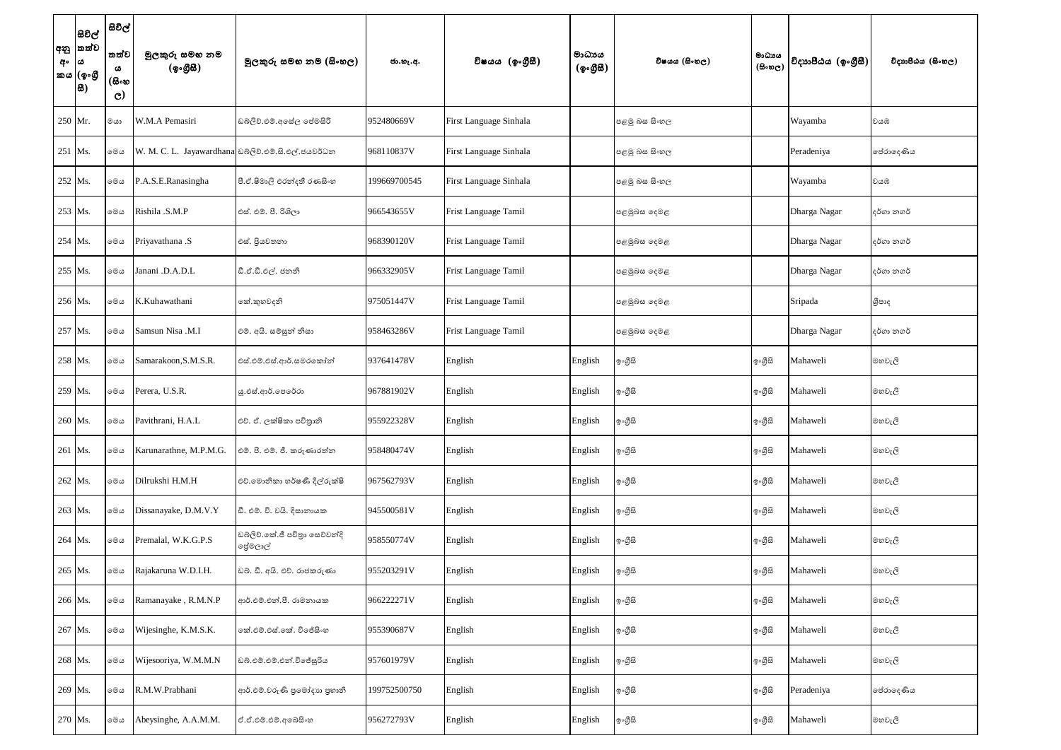| අනු අංකය | සිවිල් තත්වය (ඉංග්‍රීසි) | සිවිල් තත්වය (සිංහල) | මුලකුරු සමඟ නම (ඉංග්‍රීසි) | මුලකුරු සමඟ නම (සිංහල) | ජා.හැ.අ. | විෂයය (ඉංග්‍රීසි) | මාධ්‍යය (ඉංග්‍රීසි) | විෂයය (සිංහල) | මාධ්‍යය (සිංහල) | විද්‍යාපීඨය (ඉංග්‍රීසි) | විද්‍යාපීඨය (සිංහල) |
|---|---|---|---|---|---|---|---|---|---|---|---|
| 250 | Mr. | මයා | W.M.A Pemasiri | ඩබ්ලිව්.එම්.අසේල පේමසිරි | 952480669V | First Language Sinhala | | පළමු බස සිංහල | | Wayamba | වයඹ |
| 251 | Ms. | මෙය | W. M. C. L. Jayawardhana | ඩබ්ලිව්.එම්.සී.එල්.ජයවර්ධන | 968110837V | First Language Sinhala | | පළමු බස සිංහල | | Peradeniya | පේරාදෙණිය |
| 252 | Ms. | මෙය | P.A.S.E.Ranasingha | පී.ඒ.ෂිමාලි එරන්දතී රණසිංහ | 199669700545 | First Language Sinhala | | පළමු බස සිංහල | | Wayamba | වයඹ |
| 253 | Ms. | මෙය | Rishila .S.M.P | එස්. එම්. පී. රිශිලා | 966543655V | Frist Language Tamil | | පළමුබස දෙමළ | | Dharga Nagar | දර්ගා නගර් |
| 254 | Ms. | මෙය | Priyavathana .S | එස්. ප්‍රියවතනා | 968390120V | Frist Language Tamil | | පළමුබස දෙමළ | | Dharga Nagar | දර්ගා නගර් |
| 255 | Ms. | මෙය | Janani .D.A.D.L | ඩී.ඒ.ඩී.එල්. ජනනි | 966332905V | Frist Language Tamil | | පළමුබස දෙමළ | | Dharga Nagar | දර්ගා නගර් |
| 256 | Ms. | මෙය | K.Kuhawathani | කේ.කුහවදනි | 975051447V | Frist Language Tamil | | පළමුබස දෙමළ | | Sripada | ශ්‍රීපාද |
| 257 | Ms. | මෙය | Samsun Nisa .M.I | එම්. අයි. සම්සුන් නිසා | 958463286V | Frist Language Tamil | | පළමුබස දෙමළ | | Dharga Nagar | දර්ගා නගර් |
| 258 | Ms. | මෙය | Samarakoon,S.M.S.R. | එස්.එම්.එස්.ආර්.සමරකෝන් | 937641478V | English | English | ඉංග්‍රීසි | ඉංග්‍රීසි | Mahaweli | මහවැලි |
| 259 | Ms. | මෙය | Perera, U.S.R. | යූ.එස්.ආර්.පෙරේරා | 967881902V | English | English | ඉංග්‍රීසි | ඉංග්‍රීසි | Mahaweli | මහවැලි |
| 260 | Ms. | මෙය | Pavithrani, H.A.L | එච්. ඒ. ලක්ෂිකා පවිත්‍රානි | 955922328V | English | English | ඉංග්‍රීසි | ඉංග්‍රීසි | Mahaweli | මහවැලි |
| 261 | Ms. | මෙය | Karunarathne, M.P.M.G. | එම්. පී. එම්. ජී. කරුණාරත්න | 958480474V | English | English | ඉංග්‍රීසි | ඉංග්‍රීසි | Mahaweli | මහවැලි |
| 262 | Ms. | මෙය | Dilrukshi H.M.H | එච්.මොනිකා හර්ෂණී දිල්රුක්ෂි | 967562793V | English | English | ඉංග්‍රීසි | ඉංග්‍රීසි | Mahaweli | මහවැලි |
| 263 | Ms. | මෙය | Dissanayake, D.M.V.Y | ඩී. එම්. වී. වයි. දිසානායක | 945500581V | English | English | ඉංග්‍රීසි | ඉංග්‍රීසි | Mahaweli | මහවැලි |
| 264 | Ms. | මෙය | Premalal, W.K.G.P.S | ඩබ්ලිව්.කේ.ජී පවිත්‍රා සෙව්වන්දි ප්‍රේමලාල් | 958550774V | English | English | ඉංග්‍රීසි | ඉංග්‍රීසි | Mahaweli | මහවැලි |
| 265 | Ms. | මෙය | Rajakaruna W.D.I.H. | ඩබ්. ඩී. අයි. එච්. රාජකරුණා | 955203291V | English | English | ඉංග්‍රීසි | ඉංග්‍රීසි | Mahaweli | මහවැලි |
| 266 | Ms. | මෙය | Ramanayake , R.M.N.P | ආර්.එම්.එන්.පී. රාමනායක | 966222271V | English | English | ඉංග්‍රීසි | ඉංග්‍රීසි | Mahaweli | මහවැලි |
| 267 | Ms. | මෙය | Wijesinghe, K.M.S.K. | කේ.එම්.එස්.කේ. විජේසිංහ | 955390687V | English | English | ඉංග්‍රීසි | ඉංග්‍රීසි | Mahaweli | මහවැලි |
| 268 | Ms. | මෙය | Wijesooriya, W.M.M.N | ඩබ්.එම්.එම්.එන්.විජේසූරිය | 957601979V | English | English | ඉංග්‍රීසි | ඉංග්‍රීසි | Mahaweli | මහවැලි |
| 269 | Ms. | මෙය | R.M.W.Prabhani | ආර්.එම්.වරුණි ප්‍රමෝදයා ප්‍රභානි | 199752500750 | English | English | ඉංග්‍රීසි | ඉංග්‍රීසි | Peradeniya | පේරාදෙණිය |
| 270 | Ms. | මෙය | Abeysinghe, A.A.M.M. | ඒ.ඒ.එම්.එම්.අබේසිංහ | 956272793V | English | English | ඉංග්‍රීසි | ඉංග්‍රීසි | Mahaweli | මහවැලි |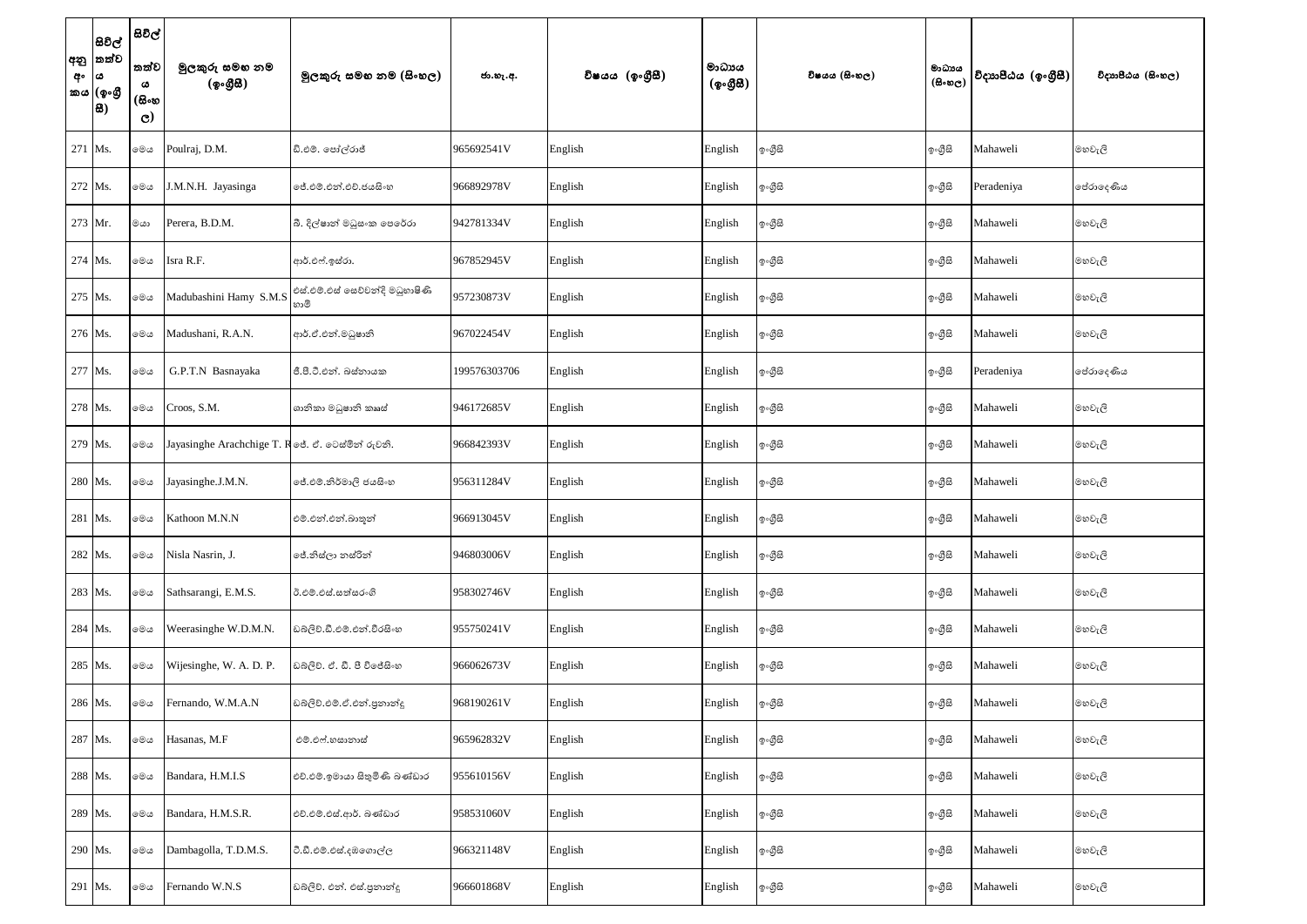| අනු අංකය | සිවිල් තත්වය (ඉංග්‍රීසි) | සිවිල් තත්වය (සිංහල) | මුලකුරු සමඟ නම (ඉංග්‍රීසි) | මුලකුරු සමඟ නම (සිංහල) | ජා.හැ.අ. | විෂයය (ඉංග්‍රීසි) | මාධ්‍යය (ඉංග්‍රීසි) | විෂයය (සිංහල) | මාධ්‍යය (සිංහල) | විද්‍යාපීඨය (ඉංග්‍රීසි) | විද්‍යාපීඨය (සිංහල) |
|---|---|---|---|---|---|---|---|---|---|---|---|
| 271 | Ms. | මෙය | Poulraj, D.M. | ඩී.එම්. පෝල්රාජ් | 965692541V | English | English | ඉංග්‍රීසි | ඉංග්‍රීසි | Mahaweli | මහවැලි |
| 272 | Ms. | මෙය | J.M.N.H. Jayasinga | ජේ.එම්.එන්.එච්.ජයසිංහ | 966892978V | English | English | ඉංග්‍රීසි | ඉංග්‍රීසි | Peradeniya | පේරාදෙණිය |
| 273 | Mr. | මයා | Perera, B.D.M. | බී. දිල්ෂාන් මධුසංක පෙරේරා | 942781334V | English | English | ඉංග්‍රීසි | ඉංග්‍රීසි | Mahaweli | මහවැලි |
| 274 | Ms. | මෙය | Isra R.F. | ආර්.එෆ්.ඉස්රා. | 967852945V | English | English | ඉංග්‍රීසි | ඉංග්‍රීසි | Mahaweli | මහවැලි |
| 275 | Ms. | මෙය | Madubashini Hamy S.M.S | එස්.එම්.එස් සෙව්වන්දි මධුභාෂිණි හාමි | 957230873V | English | English | ඉංග්‍රීසි | ඉංග්‍රීසි | Mahaweli | මහවැලි |
| 276 | Ms. | මෙය | Madushani, R.A.N. | ආර්.ඒ.එන්.මධුෂානි | 967022454V | English | English | ඉංග්‍රීසි | ඉංග්‍රීසි | Mahaweli | මහවැලි |
| 277 | Ms. | මෙය | G.P.T.N Basnayaka | ජී.පී.ටී.එන්. බස්නායක | 199576303706 | English | English | ඉංග්‍රීසි | ඉංග්‍රීසි | Peradeniya | පේරාදෙණිය |
| 278 | Ms. | මෙය | Croos, S.M. |ශානිකා මධුෂානි කෲස් | 946172685V | English | English | ඉංග්‍රීසි | ඉංග්‍රීසි | Mahaweli | මහවැලි |
| 279 | Ms. | මෙය | Jayasinghe Arachchige T. R | ජේ. ඒ. ටෙස්මින් රුවනි. | 966842393V | English | English | ඉංග්‍රීසි | ඉංග්‍රීසි | Mahaweli | මහවැලි |
| 280 | Ms. | මෙය | Jayasinghe.J.M.N. | ජේ.එම්.නිර්මාලි ජයසිංහ | 956311284V | English | English | ඉංග්‍රීසි | ඉංග්‍රීසි | Mahaweli | මහවැලි |
| 281 | Ms. | මෙය | Kathoon M.N.N | එම්.එන්.එන්.ඛාතුන් | 966913045V | English | English | ඉංග්‍රීසි | ඉංග්‍රීසි | Mahaweli | මහවැලි |
| 282 | Ms. | මෙය | Nisla Nasrin, J. | ජේ.නිස්ලා නස්රින් | 946803006V | English | English | ඉංග්‍රීසි | ඉංග්‍රීසි | Mahaweli | මහවැලි |
| 283 | Ms. | මෙය | Sathsarangi, E.M.S. | ඊ.එම්.එස්.සත්සරංගි | 958302746V | English | English | ඉංග්‍රීසි | ඉංග්‍රීසි | Mahaweli | මහවැලි |
| 284 | Ms. | මෙය | Weerasinghe W.D.M.N. | ඩබ්ලිව්.ඩී.එම්.එන්.වීරසිංහ | 955750241V | English | English | ඉංග්‍රීසි | ඉංග්‍රීසි | Mahaweli | මහවැලි |
| 285 | Ms. | මෙය | Wijesinghe, W. A. D. P. | ඩබ්ලිව්. ඒ. ඩී. පී විජේසිංහ | 966062673V | English | English | ඉංග්‍රීසි | ඉංග්‍රීසි | Mahaweli | මහවැලි |
| 286 | Ms. | මෙය | Fernando, W.M.A.N | ඩබ්ලිව්.එම්.ඒ.එන්.ප්‍රනාන්දු | 968190261V | English | English | ඉංග්‍රීසි | ඉංග්‍රීසි | Mahaweli | මහවැලි |
| 287 | Ms. | මෙය | Hasanas, M.F | එම්.එෆ්.හසානාස් | 965962832V | English | English | ඉංග්‍රීසි | ඉංග්‍රීසි | Mahaweli | මහවැලි |
| 288 | Ms. | මෙය | Bandara, H.M.I.S | එච්.එම්.ඉමායා සිතුමිණි බණ්ඩාර | 955610156V | English | English | ඉංග්‍රීසි | ඉංග්‍රීසි | Mahaweli | මහවැලි |
| 289 | Ms. | මෙය | Bandara, H.M.S.R. | එච්.එම්.එස්.ආර්. බණ්ඩාර | 958531060V | English | English | ඉංග්‍රීසි | ඉංග්‍රීසි | Mahaweli | මහවැලි |
| 290 | Ms. | මෙය | Dambagolla, T.D.M.S. | ටී.ඩී.එම්.එස්.දඹගොල්ල | 966321148V | English | English | ඉංග්‍රීසි | ඉංග්‍රීසි | Mahaweli | මහවැලි |
| 291 | Ms. | මෙය | Fernando W.N.S | ඩබ්ලිව්. එන්. එස්.ප්‍රනාන්දු | 966601868V | English | English | ඉංග්‍රීසි | ඉංග්‍රීසි | Mahaweli | මහවැලි |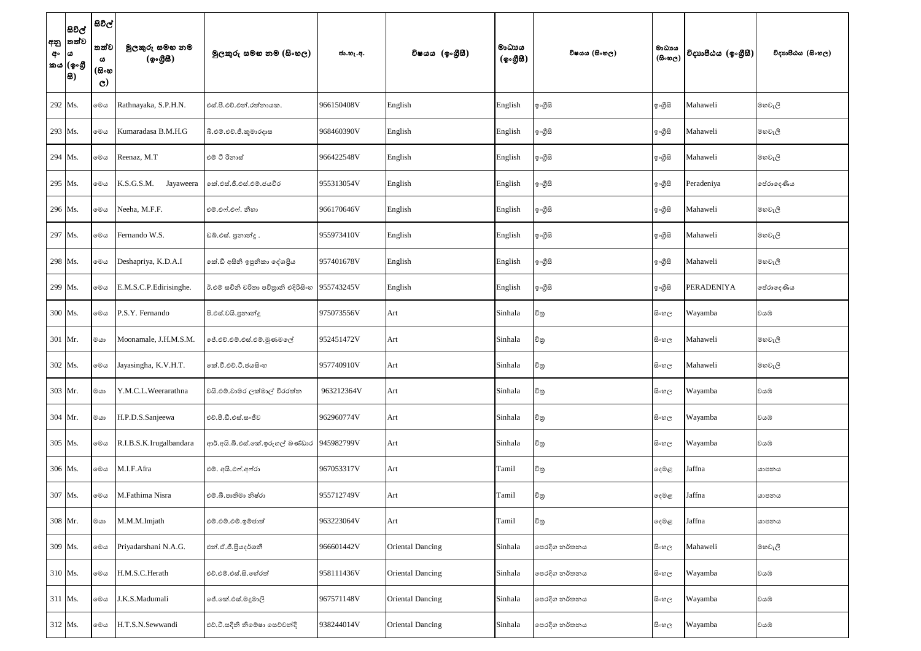| අනු අංකය | සිවිල් තත්වය (ඉංග්‍රීසි) | සිවිල් තත්වය (සිංහල) | මුලකුරු සමඟ නම (ඉංග්‍රීසි) | මුලකුරු සමඟ නම (සිංහල) | ජා.හැ.අ. | විෂයය (ඉංග්‍රීසි) | මාධ්‍යය (ඉංග්‍රීසි) | විෂයය (සිංහල) | මාධ්‍යය (සිංහල) | විද්‍යාපීඨය (ඉංග්‍රීසි) | විද්‍යාපීඨය (සිංහල) |
|---|---|---|---|---|---|---|---|---|---|---|---|
| 292 | Ms. | මෙය | Rathnayaka, S.P.H.N. | එස්.පී.එච්.එන්.රත්නායක. | 966150408V | English | English | ඉංග්‍රීසි | ඉංග්‍රීසි | Mahaweli | මහවැලි |
| 293 | Ms. | මෙය | Kumaradasa B.M.H.G | බී.එම්.එච්.ජී.කුමාරදාස | 968460390V | English | English | ඉංග්‍රීසි | ඉංග්‍රීසි | Mahaweli | මහවැලි |
| 294 | Ms. | මෙය | Reenaz, M.T | එම් ටී රිනාස් | 966422548V | English | English | ඉංග්‍රීසි | ඉංග්‍රීසි | Mahaweli | මහවැලි |
| 295 | Ms. | මෙය | K.S.G.S.M. Jayaweera | කේ.එස්.ජී.එස්.එම්.ජයවීර | 955313054V | English | English | ඉංග්‍රීසි | ඉංග්‍රීසි | Peradeniya | පේරාදෙණිය |
| 296 | Ms. | මෙය | Neeha, M.F.F. | එම්.එෆ්.එෆ්. නීහා | 966170646V | English | English | ඉංග්‍රීසි | ඉංග්‍රීසි | Mahaweli | මහවැලි |
| 297 | Ms. | මෙය | Fernando W.S. | ඩබ්.එස්. ප්‍රනාන්දු . | 955973410V | English | English | ඉංග්‍රීසි | ඉංග්‍රීසි | Mahaweli | මහවැලි |
| 298 | Ms. | මෙය | Deshapriya, K.D.A.I | කේ.ඩී අසිනි ඉසුනිකා දේශප්‍රිය | 957401678V | English | English | ඉංග්‍රීසි | ඉංග්‍රීසි | Mahaweli | මහවැලි |
| 299 | Ms. | මෙය | E.M.S.C.P.Edirisinghe. | ඊ.එම් සචිනි චරිතා පවිත්‍රානි එදිරිසිංහ | 955743245V | English | English | ඉංග්‍රීසි | ඉංග්‍රීසි | PERADENIYA | පේරාදෙණිය |
| 300 | Ms. | මෙය | P.S.Y. Fernando | පී.එස්.වයි.ප්‍රනාන්දු | 975073556V | Art | Sinhala | චිත්‍ර | සිංහල | Wayamba | වයඹ |
| 301 | Mr. | මයා | Moonamale, J.H.M.S.M. | ජේ.එච්.එම්.එස්.එම්.මූණමලේ | 952451472V | Art | Sinhala | චිත්‍ර | සිංහල | Mahaweli | මහවැලි |
| 302 | Ms. | මෙය | Jayasingha, K.V.H.T. | කේ.වී.එච්.ටී.ජයසිංහ | 957740910V | Art | Sinhala | චිත්‍ර | සිංහල | Mahaweli | මහවැලි |
| 303 | Mr. | මයා | Y.M.C.L.Weerarathna | වයි.එම්.චාමර ලක්මාල් වීරරත්න | 963212364V | Art | Sinhala | චිත්‍ර | සිංහල | Wayamba | වයඹ |
| 304 | Mr. | මයා | H.P.D.S.Sanjeewa | එච්.පී.ඩී.එස්.සංජීව | 962960774V | Art | Sinhala | චිත්‍ර | සිංහල | Wayamba | වයඹ |
| 305 | Ms. | මෙය | R.I.B.S.K.Irugalbandara | ආර්.අයි.බී.එස්.කේ.ඉරුගල් බණ්ඩාර | 945982799V | Art | Sinhala | චිත්‍ර | සිංහල | Wayamba | වයඹ |
| 306 | Ms. | මෙය | M.I.F.Afra | එම්. අයි.එෆ්.අෆ්රා | 967053317V | Art | Tamil | චිත්‍ර | දෙමළ | Jaffna | යාපනය |
| 307 | Ms. | මෙය | M.Fathima Nisra | එම්.බී.පාතිමා නිෂ්රා | 955712749V | Art | Tamil | චිත්‍ර | දෙමළ | Jaffna | යාපනය |
| 308 | Mr. | මයා | M.M.M.Imjath | එම්.එම්.එම්.ඉම්ජාත් | 963223064V | Art | Tamil | චිත්‍ර | දෙමළ | Jaffna | යාපනය |
| 309 | Ms. | මෙය | Priyadarshani N.A.G. | එන්.ඒ.ජී.ප්‍රියදර්ශනී | 966601442V | Oriental Dancing | Sinhala | පෙරදිග නර්තනය | සිංහල | Mahaweli | මහවැලි |
| 310 | Ms. | මෙය | H.M.S.C.Herath | එච්.එම්.එස්.සී.හේරත් | 958111436V | Oriental Dancing | Sinhala | පෙරදිග නර්තනය | සිංහල | Wayamba | වයඹ |
| 311 | Ms. | මෙය | J.K.S.Madumali | ජේ.කේ.එස්.මදුමාලි | 967571148V | Oriental Dancing | Sinhala | පෙරදිග නර්තනය | සිංහල | Wayamba | වයඹ |
| 312 | Ms. | මෙය | H.T.S.N.Sewwandi | එච්.ටී.සදිනි නිමේෂා සෙව්වන්දි | 938244014V | Oriental Dancing | Sinhala | පෙරදිග නර්තනය | සිංහල | Wayamba | වයඹ |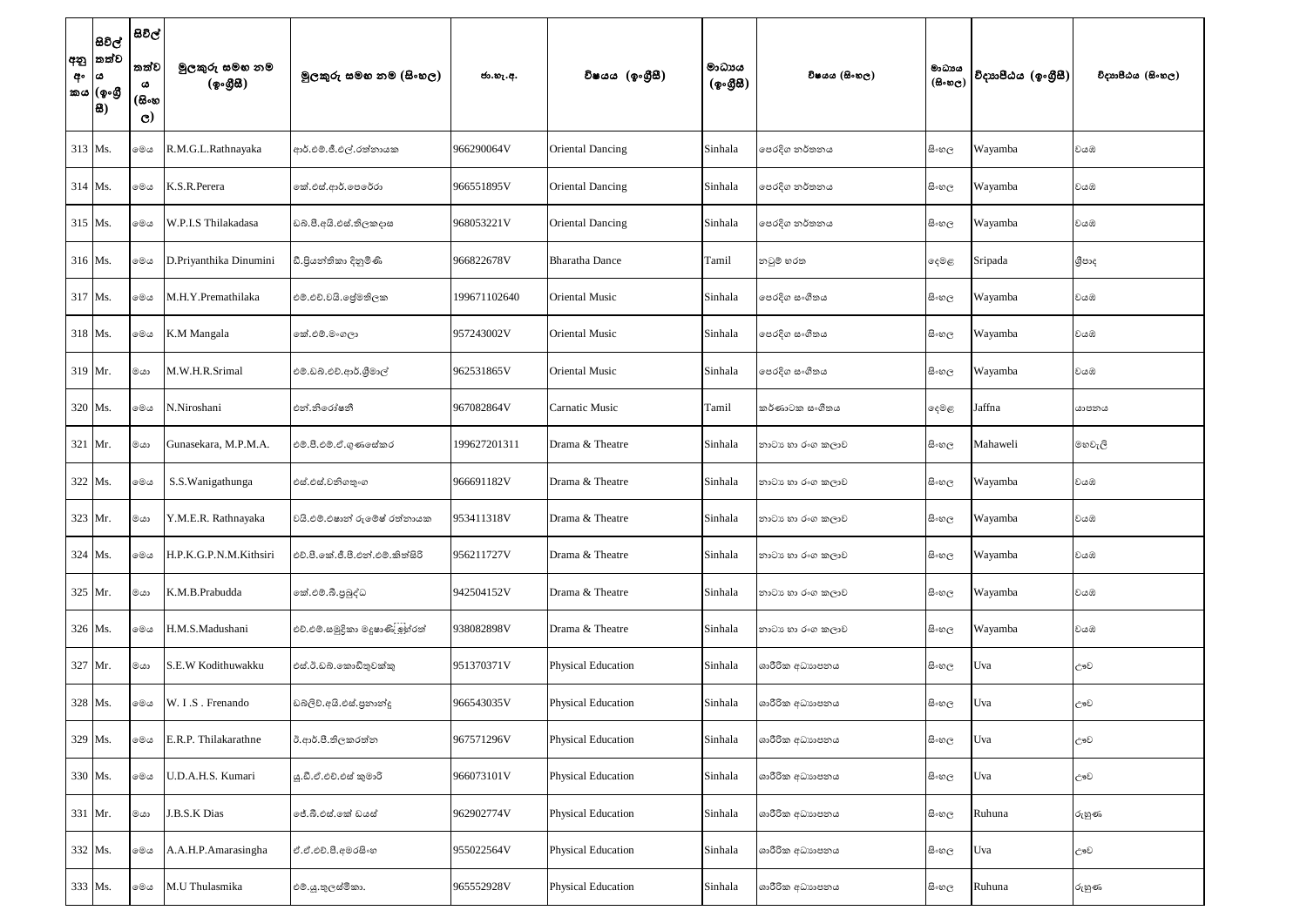| අනු අංකය | සිවිල් තත්වය (ඉංග්‍රීසි) | සිවිල් තත්වය (සිංහල) | මුලකුරු සමඟ නම (ඉංග්‍රීසි) | මුලකුරු සමඟ නම (සිංහල) | ජා.හැ.අ. | විෂයය (ඉංග්‍රීසි) | මාධ්‍යය (ඉංග්‍රීසි) | විෂයය (සිංහල) | මාධ්‍යය (සිංහල) | විද්‍යාපීඨය (ඉංග්‍රීසි) | විද්‍යාපීඨය (සිංහල) |
|---|---|---|---|---|---|---|---|---|---|---|---|
| 313 | Ms. | මෙය | R.M.G.L.Rathnayaka | ආර්.එම්.ජී.එල්.රත්නායක | 966290064V | Oriental Dancing | Sinhala | පෙරදිග නර්තනය | සිංහල | Wayamba | වයඹ |
| 314 | Ms. | මෙය | K.S.R.Perera | කේ.එස්.ආර්.පෙරේරා | 966551895V | Oriental Dancing | Sinhala | පෙරදිග නර්තනය | සිංහල | Wayamba | වයඹ |
| 315 | Ms. | මෙය | W.P.I.S Thilakadasa | ඩබ්.පී.අයි.එස්.තිලකදාස | 968053221V | Oriental Dancing | Sinhala | පෙරදිග නර්තනය | සිංහල | Wayamba | වයඹ |
| 316 | Ms. | මෙය | D.Priyanthika Dinumini | ඩී.ප්‍රියන්තිකා දිනුමිණි | 966822678V | Bharatha Dance | Tamil | නටුම් භරත | දෙමළ | Sripada | ශ්‍රීපාද |
| 317 | Ms. | මෙය | M.H.Y.Premathilaka | එම්.එච්.වයි.ප්‍රේමතිලක | 199671102640 | Oriental Music | Sinhala | පෙරදිග සංගීතය | සිංහල | Wayamba | වයඹ |
| 318 | Ms. | මෙය | K.M Mangala | කේ.එම්.මංගලා | 957243002V | Oriental Music | Sinhala | පෙරදිග සංගීතය | සිංහල | Wayamba | වයඹ |
| 319 | Mr. | මයා | M.W.H.R.Srimal | එම්.ඩබ්.එච්.ආර්.ශ්‍රීමාල් | 962531865V | Oriental Music | Sinhala | පෙරදිග සංගීතය | සිංහල | Wayamba | වයඹ |
| 320 | Ms. | මෙය | N.Niroshani | එන්.නිරෝෂනී | 967082864V | Carnatic Music | Tamil | කර්ණාටක සංගීතය | දෙමළ | Jaffna | යාපනය |
| 321 | Mr. | මයා | Gunasekara, M.P.M.A. | එම්.පී.එම්.ඒ.ගුණසේකර | 199627201311 | Drama & Theatre | Sinhala | නාට්‍ය හා රංග කලාව | සිංහල | Mahaweli | මහවැලි |
| 322 | Ms. | මෙය | S.S.Wanigathunga | එස්.එස්.වනිගතුංග | 966691182V | Drama & Theatre | Sinhala | නාට්‍ය හා රංග කලාව | සිංහල | Wayamba | වයඹ |
| 323 | Mr. | මයා | Y.M.E.R. Rathnayaka | වයි.එම්.එෂාන් රුමේෂ් රත්නායක | 953411318V | Drama & Theatre | Sinhala | නාට්‍ය හා රංග කලාව | සිංහල | Wayamba | වයඹ |
| 324 | Ms. | මෙය | H.P.K.G.P.N.M.Kithsiri | එච්.පී.කේ.ජී.පී.එන්.එම්.කිත්සිරි | 956211727V | Drama & Theatre | Sinhala | නාට්‍ය හා රංග කලාව | සිංහල | Wayamba | වයඹ |
| 325 | Mr. | මයා | K.M.B.Prabudda | කේ.එම්.බී.ප්‍රබුද්ධ | 942504152V | Drama & Theatre | Sinhala | නාට්‍ය හා රංග කලාව | සිංහල | Wayamba | වයඹ |
| 326 | Ms. | මෙය | H.M.S.Madushani | එච්.එම්.සමුදිකා මදුෂාණි මුහ්රත් | 938082898V | Drama & Theatre | Sinhala | නාට්‍ය හා රංග කලාව | සිංහල | Wayamba | වයඹ |
| 327 | Mr. | මයා | S.E.W Kodithuwakku | එස්.ඊ.ඩබ්.කොඩිතුවක්කු | 951370371V | Physical Education | Sinhala | ශාරීරික අධ්‍යාපනය | සිංහල | Uva | ඌව |
| 328 | Ms. | මෙය | W. I .S . Frenando | ඩබ්ලිව්.අයි.එස්.ප්‍රනාන්දු | 966543035V | Physical Education | Sinhala | ශාරීරික අධ්‍යාපනය | සිංහල | Uva | ඌව |
| 329 | Ms. | මෙය | E.R.P. Thilakarathne | ඊ.ආර්.පී.තිලකරත්න | 967571296V | Physical Education | Sinhala | ශාරීරික අධ්‍යාපනය | සිංහල | Uva | ඌව |
| 330 | Ms. | මෙය | U.D.A.H.S. Kumari | යූ.ඩී.ඒ.එච්.එස් කුමාරි | 966073101V | Physical Education | Sinhala | ශාරීරික අධ්‍යාපනය | සිංහල | Uva | ඌව |
| 331 | Mr. | මයා | J.B.S.K Dias | ජේ.බී.එස්.කේ ඩයස් | 962902774V | Physical Education | Sinhala | ශාරීරික අධ්‍යාපනය | සිංහල | Ruhuna | රුහුණ |
| 332 | Ms. | මෙය | A.A.H.P.Amarasingha | ඒ.ඒ.එච්.පී.අමරසිංහ | 955022564V | Physical Education | Sinhala | ශාරීරික අධ්‍යාපනය | සිංහල | Uva | ඌව |
| 333 | Ms. | මෙය | M.U Thulasmika | එම්.යූ.තුලස්මිකා. | 965552928V | Physical Education | Sinhala | ශාරීරික අධ්‍යාපනය | සිංහල | Ruhuna | රුහුණ |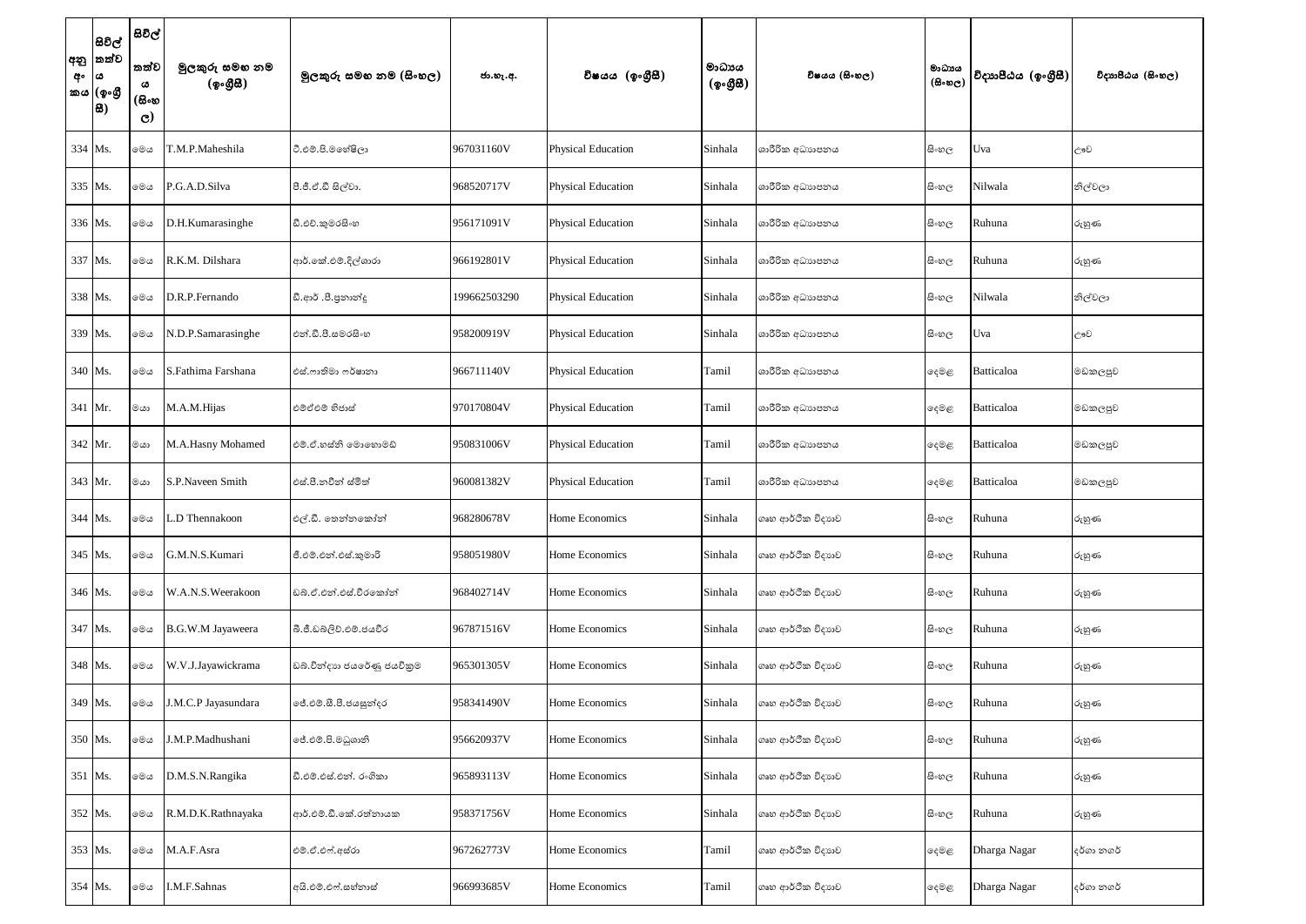| අනු අංකය | සිවිල් තත්වය (ඉංග්‍රීසි) | සිවිල් තත්වය (සිංහල) | මුලකුරු සමඟ නම (ඉංග්‍රීසි) | මුලකුරු සමඟ නම (සිංහල) | ජා.හැ.අ. | විෂයය (ඉංග්‍රීසි) | මාධ්‍යය (ඉංග්‍රීසි) | විෂයය (සිංහල) | මාධ්‍යය (සිංහල) | විද්‍යාපීඨය (ඉංග්‍රීසි) | විද්‍යාපීඨය (සිංහල) |
|---|---|---|---|---|---|---|---|---|---|---|---|
| 334 | Ms. | මෙය | T.M.P.Maheshila | ටී.එම්.පී.මහේෂිලා | 967031160V | Physical Education | Sinhala | ශාරීරික අධ්‍යාපනය | සිංහල | Uva | ඌව |
| 335 | Ms. | මෙය | P.G.A.D.Silva | පී.ජී.ඒ.ඩී සිල්වා. | 968520717V | Physical Education | Sinhala | ශාරීරික අධ්‍යාපනය | සිංහල | Nilwala | නිල්වලා |
| 336 | Ms. | මෙය | D.H.Kumarasinghe | ඩී.එච්.කුමරසිංහ | 956171091V | Physical Education | Sinhala | ශාරීරික අධ්‍යාපනය | සිංහල | Ruhuna | රුහුණ |
| 337 | Ms. | මෙය | R.K.M. Dilshara | ආර්.කේ.එම්.දිල්ශාරා | 966192801V | Physical Education | Sinhala | ශාරීරික අධ්‍යාපනය | සිංහල | Ruhuna | රුහුණ |
| 338 | Ms. | මෙය | D.R.P.Fernando | ඩී.ආර් .පී.ප්‍රනාන්දු | 199662503290 | Physical Education | Sinhala | ශාරීරික අධ්‍යාපනය | සිංහල | Nilwala | නිල්වලා |
| 339 | Ms. | මෙය | N.D.P.Samarasinghe | එන්.ඩී.පී.සමරසිංහ | 958200919V | Physical Education | Sinhala | ශාරීරික අධ්‍යාපනය | සිංහල | Uva | ඌව |
| 340 | Ms. | මෙය | S.Fathima Farshana | එස්.ෆාතිමා ෆර්ෂානා | 966711140V | Physical Education | Tamil | ශාරීරික අධ්‍යාපනය | දෙමළ | Batticaloa | මඩකලපුව |
| 341 | Mr. | මයා | M.A.M.Hijas | එම්ඒඑම් හිජාස් | 970170804V | Physical Education | Tamil | ශාරීරික අධ්‍යාපනය | දෙමළ | Batticaloa | මඩකලපුව |
| 342 | Mr. | මයා | M.A.Hasny Mohamed | එම්.ඒ.හස්නි මොහොමඩ් | 950831006V | Physical Education | Tamil | ශාරීරික අධ්‍යාපනය | දෙමළ | Batticaloa | මඩකලපුව |
| 343 | Mr. | මයා | S.P.Naveen Smith | එස්.පී.නවීන් ස්මිත් | 960081382V | Physical Education | Tamil | ශාරීරික අධ්‍යාපනය | දෙමළ | Batticaloa | මඩකලපුව |
| 344 | Ms. | මෙය | L.D Thennakoon | එල්.ඩී. තෙන්නකෝන් | 968280678V | Home Economics | Sinhala | ගෘහ ආර්ථික විද්‍යාව | සිංහල | Ruhuna | රුහුණ |
| 345 | Ms. | මෙය | G.M.N.S.Kumari | ජී.එම්.එන්.එස්.කුමාරි | 958051980V | Home Economics | Sinhala | ගෘහ ආර්ථික විද්‍යාව | සිංහල | Ruhuna | රුහුණ |
| 346 | Ms. | මෙය | W.A.N.S.Weerakoon | ඩබ්.ඒ.එන්.එස්.වීරකෝන් | 968402714V | Home Economics | Sinhala | ගෘහ ආර්ථික විද්‍යාව | සිංහල | Ruhuna | රුහුණ |
| 347 | Ms. | මෙය | B.G.W.M Jayaweera | බී.ජී.ඩබ්ලිව්.එම්.ජයවීර | 967871516V | Home Economics | Sinhala | ගෘහ ආර්ථික විද්‍යාව | සිංහල | Ruhuna | රුහුණ |
| 348 | Ms. | මෙය | W.V.J.Jayawickrama | ඩබ්.වින්දානා ජයරේණු ජයවික්‍රම | 965301305V | Home Economics | Sinhala | ගෘහ ආර්ථික විද්‍යාව | සිංහල | Ruhuna | රුහුණ |
| 349 | Ms. | මෙය | J.M.C.P Jayasundara | ජේ.එම්.සී.පී.ජයසුන්දර | 958341490V | Home Economics | Sinhala | ගෘහ ආර්ථික විද්‍යාව | සිංහල | Ruhuna | රුහුණ |
| 350 | Ms. | මෙය | J.M.P.Madhushani | ජේ.එම්.පී.මධුශානි | 956620937V | Home Economics | Sinhala | ගෘහ ආර්ථික විද්‍යාව | සිංහල | Ruhuna | රුහුණ |
| 351 | Ms. | මෙය | D.M.S.N.Rangika | ඩී.එම්.එස්.එන්. රංගිකා | 965893113V | Home Economics | Sinhala | ගෘහ ආර්ථික විද්‍යාව | සිංහල | Ruhuna | රුහුණ |
| 352 | Ms. | මෙය | R.M.D.K.Rathnayaka | ආර්.එම්.ඩී.කේ.රත්නායක | 958371756V | Home Economics | Sinhala | ගෘහ ආර්ථික විද්‍යාව | සිංහල | Ruhuna | රුහුණ |
| 353 | Ms. | මෙය | M.A.F.Asra | එම්.ඒ.එෆ්.අස්රා | 967262773V | Home Economics | Tamil | ගෘහ ආර්ථික විද්‍යාව | දෙමළ | Dharga Nagar | දර්ගා නගර් |
| 354 | Ms. | මෙය | I.M.F.Sahnas | අයි.එම්.එෆ්.සහ්නාස් | 966993685V | Home Economics | Tamil | ගෘහ ආර්ථික විද්‍යාව | දෙමළ | Dharga Nagar | දර්ගා නගර් |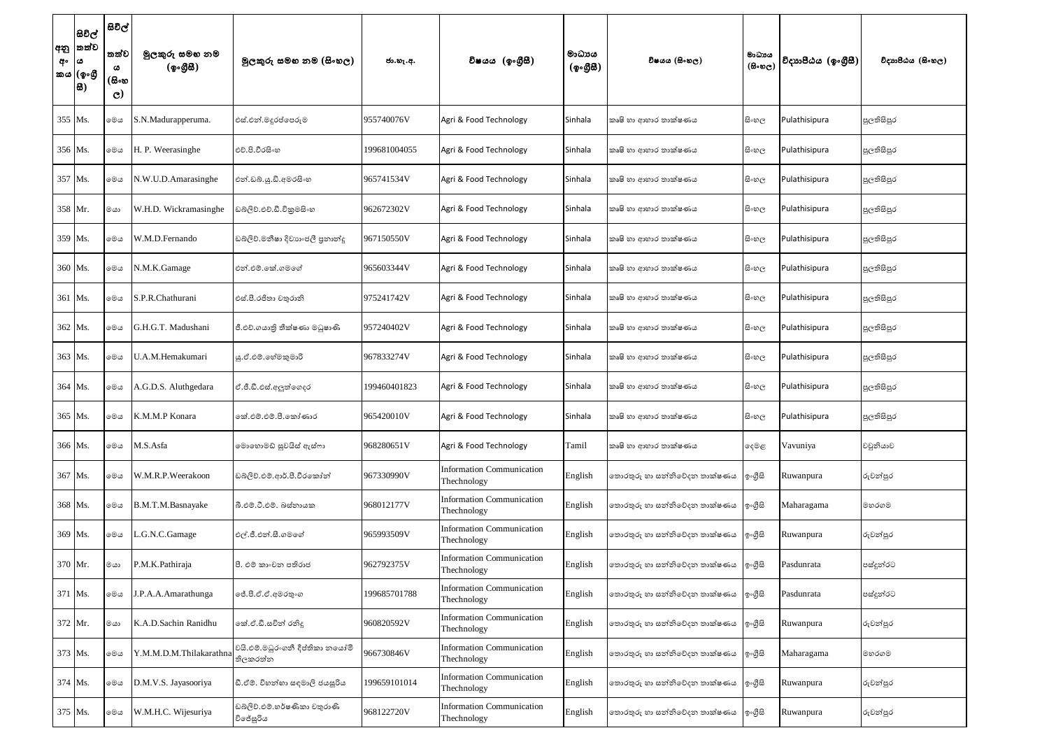| අනු අංකය | සිවිල් තත්වය (ඉංග්‍රීසි) | සිවිල් තත්වය (සිංහල) | මුලකුරු සමඟ නම (ඉංග්‍රීසි) | මුලකුරු සමඟ නම (සිංහල) | ජා.හැ.අ. | විෂයය (ඉංග්‍රීසි) | මාධ්‍යය (ඉංග්‍රීසි) | විෂයය (සිංහල) | මාධ්‍යය (සිංහල) | විද්‍යාපීඨය (ඉංග්‍රීසි) | විද්‍යාපීඨය (සිංහල) |
|---|---|---|---|---|---|---|---|---|---|---|---|
| 355 | Ms. | මෙය | S.N.Madurapperuma. | එස්.එන්.මදුරප්පෙරුම | 955740076V | Agri & Food Technology | Sinhala | කෘෂි හා ආහාර තාක්ෂණය | සිංහල | Pulathisipura | පුලතිසිපුර |
| 356 | Ms. | මෙය | H. P. Weerasinghe | එච්.පී.වීරසිංහ | 199681004055 | Agri & Food Technology | Sinhala | කෘෂි හා ආහාර තාක්ෂණය | සිංහල | Pulathisipura | පුලතිසිපුර |
| 357 | Ms. | මෙය | N.W.U.D.Amarasinghe | එන්.ඩබ්.යූ.ඩී.අමරසිංහ | 965741534V | Agri & Food Technology | Sinhala | කෘෂි හා ආහාර තාක්ෂණය | සිංහල | Pulathisipura | පුලතිසිපුර |
| 358 | Mr. | මයා | W.H.D. Wickramasinghe | ඩබ්ලිව්.එච්.ඩී.වික්‍රමසිංහ | 962672302V | Agri & Food Technology | Sinhala | කෘෂි හා ආහාර තාක්ෂණය | සිංහල | Pulathisipura | පුලතිසිපුර |
| 359 | Ms. | මෙය | W.M.D.Fernando | ඩබ්ලිව්.මනීෂා දිව්‍යාංජලී ප්‍රනාන්දු | 967150550V | Agri & Food Technology | Sinhala | කෘෂි හා ආහාර තාක්ෂණය | සිංහල | Pulathisipura | පුලතිසිපුර |
| 360 | Ms. | මෙය | N.M.K.Gamage | එන්.එම්.කේ.ගමගේ | 965603344V | Agri & Food Technology | Sinhala | කෘෂි හා ආහාර තාක්ෂණය | සිංහල | Pulathisipura | පුලතිසිපුර |
| 361 | Ms. | මෙය | S.P.R.Chathurani | එස්.පී.රසිතා චතුරානි | 975241742V | Agri & Food Technology | Sinhala | කෘෂි හා ආහාර තාක්ෂණය | සිංහල | Pulathisipura | පුලතිසිපුර |
| 362 | Ms. | මෙය | G.H.G.T. Madushani | ජී.එච්.ගයාත්‍රි තීක්ෂණා මධුෂානි | 957240402V | Agri & Food Technology | Sinhala | කෘෂි හා ආහාර තාක්ෂණය | සිංහල | Pulathisipura | පුලතිසිපුර |
| 363 | Ms. | මෙය | U.A.M.Hemakumari | යූ.ඒ.එම්.හේමකුමාරි | 967833274V | Agri & Food Technology | Sinhala | කෘෂි හා ආහාර තාක්ෂණය | සිංහල | Pulathisipura | පුලතිසිපුර |
| 364 | Ms. | මෙය | A.G.D.S. Aluthgedara | ඒ.ජී.ඩී.එස්.අලුත්ගෙදර | 199460401823 | Agri & Food Technology | Sinhala | කෘෂි හා ආහාර තාක්ෂණය | සිංහල | Pulathisipura | පුලතිසිපුර |
| 365 | Ms. | මෙය | K.M.M.P Konara | කේ.එම්.එම්.පී.කෝණාර | 965420010V | Agri & Food Technology | Sinhala | කෘෂි හා ආහාර තාක්ෂණය | සිංහල | Pulathisipura | පුලතිසිපුර |
| 366 | Ms. | මෙය | M.S.Asfa | මොහොමඩ් සුවයිස් ඇස්ෆා | 968280651V | Agri & Food Technology | Tamil | කෘෂි හා ආහාර තාක්ෂණය | දෙමළ | Vavuniya | වවුනියාව |
| 367 | Ms. | මෙය | W.M.R.P.Weerakoon | ඩබ්ලිව්.එම්.ආර්.පී.වීරකෝන් | 967330990V | Information Communication Thechnology | English | තොරතුරු හා සන්නිවේදන තාක්ෂණය | ඉංග්‍රීසි | Ruwanpura | රුවන්පුර |
| 368 | Ms. | මෙය | B.M.T.M.Basnayake | බී.එම්.ටී.එම්. බස්නායක | 968012177V | Information Communication Thechnology | English | තොරතුරු හා සන්නිවේදන තාක්ෂණය | ඉංග්‍රීසි | Maharagama | මහරගම |
| 369 | Ms. | මෙය | L.G.N.C.Gamage | එල්.ජී.එන්.සී.ගමගේ | 965993509V | Information Communication Thechnology | English | තොරතුරු හා සන්නිවේදන තාක්ෂණය | ඉංග්‍රීසි | Ruwanpura | රුවන්පුර |
| 370 | Mr. | මයා | P.M.K.Pathiraja | පී. එම් කාංචන පතිරාජ | 962792375V | Information Communication Thechnology | English | තොරතුරු හා සන්නිවේදන තාක්ෂණය | ඉංග්‍රීසි | Pasdunrata | පස්දුන්රට |
| 371 | Ms. | මෙය | J.P.A.A.Amarathunga | ජේ.පී.ඒ.ඒ.අමරතුංග | 199685701788 | Information Communication Thechnology | English | තොරතුරු හා සන්නිවේදන තාක්ෂණය | ඉංග්‍රීසි | Pasdunrata | පස්දුන්රට |
| 372 | Mr. | මයා | K.A.D.Sachin Ranidhu | කේ.ඒ.ඩී.සචින් රනිදු | 960820592V | Information Communication Thechnology | English | තොරතුරු හා සන්නිවේදන තාක්ෂණය | ඉංග්‍රීසි | Ruwanpura | රුවන්පුර |
| 373 | Ms. | මෙය | Y.M.M.D.M.Thilakarathna | වයි.එම්.මධුරංගනී දීප්තිකා නයෝමි තිලකරත්න | 966730846V | Information Communication Thechnology | English | තොරතුරු හා සන්නිවේදන තාක්ෂණය | ඉංග්‍රීසි | Maharagama | මහරගම |
| 374 | Ms. | මෙය | D.M.V.S. Jayasooriya | ඩී.එම්. විහන්ගා සඳමාලි ජයසූරිය | 199659101014 | Information Communication Thechnology | English | තොරතුරු හා සන්නිවේදන තාක්ෂණය | ඉංග්‍රීසි | Ruwanpura | රුවන්පුර |
| 375 | Ms. | මෙය | W.M.H.C. Wijesuriya | ඩබ්ලිව්.එම්.හර්ෂණිකා චතුරාණි විජේසූරිය | 968122720V | Information Communication Thechnology | English | තොරතුරු හා සන්නිවේදන තාක්ෂණය | ඉංග්‍රීසි | Ruwanpura | රුවන්පුර |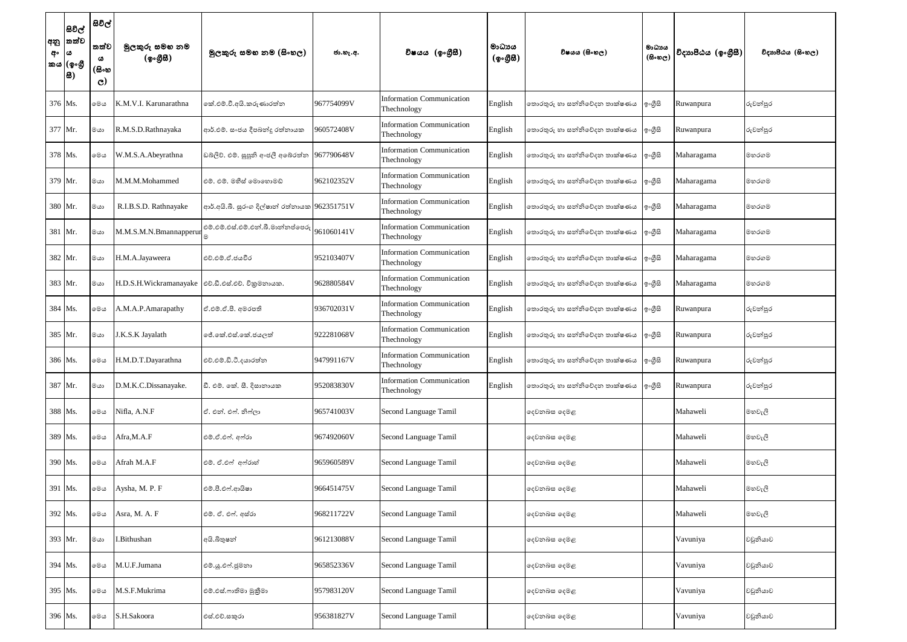| අනු අංකය | සිවිල් තත්වය (ඉංග්‍රීසි) | සිවිල් තත්වය (සිංහල) | මුලකුරු සමඟ නම (ඉංග්‍රීසි) | මුලකුරු සමඟ නම (සිංහල) | ජා.හැ.අ. | විෂයය (ඉංග්‍රීසි) | මාධ්‍යය (ඉංග්‍රීසි) | විෂයය (සිංහල) | මාධ්‍යය (සිංහල) | විද්‍යාපීඨය (ඉංග්‍රීසි) | විද්‍යාපීඨය (සිංහල) |
|---|---|---|---|---|---|---|---|---|---|---|---|
| 376 | Ms. | මෙය | K.M.V.I. Karunarathna | කේ.එම්.වී.අයි.කරුණාරත්න | 967754099V | Information Communication Thechnology | English | තොරතුරු හා සන්නිවේදන තාක්ෂණය | ඉංග්‍රීසි | Ruwanpura | රුවන්පුර |
| 377 | Mr. | මයා | R.M.S.D.Rathnayaka | ආර්.එම්. සංජය දිපබන්දු රත්නායක | 960572408V | Information Communication Thechnology | English | තොරතුරු හා සන්නිවේදන තාක්ෂණය | ඉංග්‍රීසි | Ruwanpura | රුවන්පුර |
| 378 | Ms. | මෙය | W.M.S.A.Abeyrathna | ඩබ්ලිව්. එම්. සුපුනි අංජලී අබේරත්න | 967790648V | Information Communication Thechnology | English | තොරතුරු හා සන්නිවේදන තාක්ෂණය | ඉංග්‍රීසි | Maharagama | මහරගම |
| 379 | Mr. | මයා | M.M.M.Mohammed | එම්. එම්. මහීස් මොහොමඩ් | 962102352V | Information Communication Thechnology | English | තොරතුරු හා සන්නිවේදන තාක්ෂණය | ඉංග්‍රීසි | Maharagama | මහරගම |
| 380 | Mr. | මයා | R.I.B.S.D. Rathnayake | ආර්.අයි.බී. සුරංග දිල්ෂාන් රත්නායක | 962351751V | Information Communication Thechnology | English | තොරතුරු හා සන්නිවේදන තාක්ෂණය | ඉංග්‍රීසි | Maharagama | මහරගම |
| 381 | Mr. | මයා | M.M.S.M.N.Bmannapperum | එම්.එම්.එස්.එම්.එන්.බී.මාන්නප්පෙරුම | 961060141V | Information Communication Thechnology | English | තොරතුරු හා සන්නිවේදන තාක්ෂණය | ඉංග්‍රීසි | Maharagama | මහරගම |
| 382 | Mr. | මයා | H.M.A.Jayaweera | එච්.එම්.ඒ.ජයවීර | 952103407V | Information Communication Thechnology | English | තොරතුරු හා සන්නිවේදන තාක්ෂණය | ඉංග්‍රීසි | Maharagama | මහරගම |
| 383 | Mr. | මයා | H.D.S.H.Wickramanayake | එච්.ඩී.එස්.එච්. වික්‍රමනායක. | 962880584V | Information Communication Thechnology | English | තොරතුරු හා සන්නිවේදන තාක්ෂණය | ඉංග්‍රීසි | Maharagama | මහරගම |
| 384 | Ms. | මෙය | A.M.A.P.Amarapathy | ඒ.එම්.ඒ.පී. අමරපති | 936702031V | Information Communication Thechnology | English | තොරතුරු හා සන්නිවේදන තාක්ෂණය | ඉංග්‍රීසි | Ruwanpura | රුවන්පුර |
| 385 | Mr. | මයා | J.K.S.K Jayalath | ජේ.කේ.එස්.කේ.ජයලත් | 922281068V | Information Communication Thechnology | English | තොරතුරු හා සන්නිවේදන තාක්ෂණය | ඉංග්‍රීසි | Ruwanpura | රුවන්පුර |
| 386 | Ms. | මෙය | H.M.D.T.Dayarathna | එච්.එම්.ඩී.ටී.දයාරත්න | 947991167V | Information Communication Thechnology | English | තොරතුරු හා සන්නිවේදන තාක්ෂණය | ඉංග්‍රීසි | Ruwanpura | රුවන්පුර |
| 387 | Mr. | මයා | D.M.K.C.Dissanayake. | ඩී. එම්. කේ. සී. දිසානායක | 952083830V | Information Communication Thechnology | English | තොරතුරු හා සන්නිවේදන තාක්ෂණය | ඉංග්‍රීසි | Ruwanpura | රුවන්පුර |
| 388 | Ms. | මෙය | Nifla, A.N.F | ඒ. එන්. එෆ්. නිෆ්ලා | 965741003V | Second Language Tamil | | දෙවනබස දෙමළ | | Mahaweli | මහවැලි |
| 389 | Ms. | මෙය | Afra,M.A.F | එම්.ඒ.එෆ්. අෆ්රා | 967492060V | Second Language Tamil | | දෙවනබස දෙමළ | | Mahaweli | මහවැලි |
| 390 | Ms. | මෙය | Afrah M.A.F | එම්. ඒ.එෆ් අෆ්රාහ් | 965960589V | Second Language Tamil | | දෙවනබස දෙමළ | | Mahaweli | මහවැලි |
| 391 | Ms. | මෙය | Aysha, M. P. F | එම්.පී.එෆ්.ආයිෂා | 966451475V | Second Language Tamil | | දෙවනබස දෙමළ | | Mahaweli | මහවැලි |
| 392 | Ms. | මෙය | Asra, M. A. F | එම්. ඒ. එෆ්. අස්රා | 968211722V | Second Language Tamil | | දෙවනබස දෙමළ | | Mahaweli | මහවැලි |
| 393 | Mr. | මයා | I.Bithushan | අයි.බිතුෂන් | 961213088V | Second Language Tamil | | දෙවනබස දෙමළ | | Vavuniya | වවුනියාව |
| 394 | Ms. | මෙය | M.U.F.Jumana | එම්.යූ.එෆ්.ජුමනා | 965852336V | Second Language Tamil | | දෙවනබස දෙමළ | | Vavuniya | වවුනියාව |
| 395 | Ms. | මෙය | M.S.F.Mukrima | එම්.එස්.ෆාතිමා මුක්‍රිමා | 957983120V | Second Language Tamil | | දෙවනබස දෙමළ | | Vavuniya | වවුනියාව |
| 396 | Ms. | මෙය | S.H.Sakoora | එස්.එච්.සකූරා | 956381827V | Second Language Tamil | | දෙවනබස දෙමළ | | Vavuniya | වවුනියාව |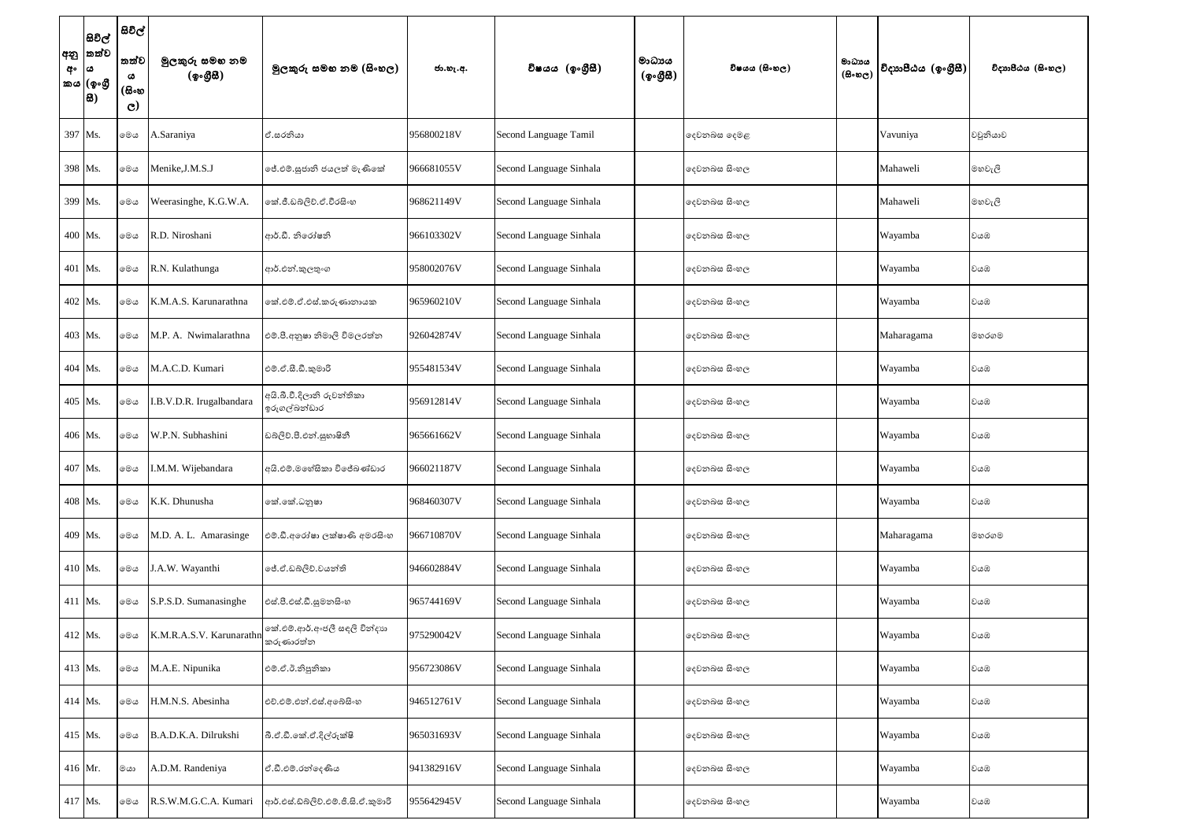| අනු අංකය | සිවිල් තත්වය (ඉංග්‍රීසි) | සිවිල් තත්වය (සිංහල) | මුලකුරු සමඟ නම (ඉංග්‍රීසි) | මුලකුරු සමඟ නම (සිංහල) | ජා.හැ.අ. | විෂයය (ඉංග්‍රීසි) | මාධ්‍යය (ඉංග්‍රීසි) | විෂයය (සිංහල) | මාධ්‍යය (සිංහල) | විද්‍යාපීඨය (ඉංග්‍රීසි) | විද්‍යාපීඨය (සිංහල) |
|---|---|---|---|---|---|---|---|---|---|---|---|
| 397 | Ms. | මෙය | A.Saraniya | ඒ.සරනියා | 956800218V | Second Language Tamil | | දෙවනබස දෙමළ | | Vavuniya | වවුනියාව |
| 398 | Ms. | මෙය | Menike,J.M.S.J | ජේ.එම්.සුජානි ජයලත් මැණිකේ | 966681055V | Second Language Sinhala | | දෙවනබස සිංහල | | Mahaweli | මහවැලි |
| 399 | Ms. | මෙය | Weerasinghe, K.G.W.A. | කේ.ජී.ඩබ්ලිව්.ඒ.වීරසිංහ | 968621149V | Second Language Sinhala | | දෙවනබස සිංහල | | Mahaweli | මහවැලි |
| 400 | Ms. | මෙය | R.D. Niroshani | ආර්.ඩී. නිරෝෂනි | 966103302V | Second Language Sinhala | | දෙවනබස සිංහල | | Wayamba | වයඹ |
| 401 | Ms. | මෙය | R.N. Kulathunga | ආර්.එන්.කුලතුංග | 958002076V | Second Language Sinhala | | දෙවනබස සිංහල | | Wayamba | වයඹ |
| 402 | Ms. | මෙය | K.M.A.S. Karunarathna | කේ.එම්.ඒ.එස්.කරුණානායක | 965960210V | Second Language Sinhala | | දෙවනබස සිංහල | | Wayamba | වයඹ |
| 403 | Ms. | මෙය | M.P. A. Nwimalarathna | එම්.පී.අනුෂා නිමාලි විමලරත්න | 926042874V | Second Language Sinhala | | දෙවනබස සිංහල | | Maharagama | මහරගම |
| 404 | Ms. | මෙය | M.A.C.D. Kumari | එම්.ඒ.සී.ඩී.කුමාරි | 955481534V | Second Language Sinhala | | දෙවනබස සිංහල | | Wayamba | වයඹ |
| 405 | Ms. | මෙය | I.B.V.D.R. Irugalbandara | අයි.බී.වී.දිලානි රුවන්තිකා ඉරුගල්බන්ඩාර | 956912814V | Second Language Sinhala | | දෙවනබස සිංහල | | Wayamba | වයඹ |
| 406 | Ms. | මෙය | W.P.N. Subhashini | ඩබ්ලිව්.පී.එන්.සුභාෂිනී | 965661662V | Second Language Sinhala | | දෙවනබස සිංහල | | Wayamba | වයඹ |
| 407 | Ms. | මෙය | I.M.M. Wijebandara | අයි.එම්.මහේසිකා විජේබණ්ඩාර | 966021187V | Second Language Sinhala | | දෙවනබස සිංහල | | Wayamba | වයඹ |
| 408 | Ms. | මෙය | K.K. Dhunusha | කේ.කේ.ධනුෂා | 968460307V | Second Language Sinhala | | දෙවනබස සිංහල | | Wayamba | වයඹ |
| 409 | Ms. | මෙය | M.D. A. L. Amarasinge | එම්.ඩී.අරෝෂා ලක්ෂාණි අමරසිංහ | 966710870V | Second Language Sinhala | | දෙවනබස සිංහල | | Maharagama | මහරගම |
| 410 | Ms. | මෙය | J.A.W. Wayanthi | ජේ.ඒ.ඩබ්ලිව්.වයන්ති | 946602884V | Second Language Sinhala | | දෙවනබස සිංහල | | Wayamba | වයඹ |
| 411 | Ms. | මෙය | S.P.S.D. Sumanasinghe | එස්.පී.එස්.ඩී.සුමනසිංහ | 965744169V | Second Language Sinhala | | දෙවනබස සිංහල | | Wayamba | වයඹ |
| 412 | Ms. | මෙය | K.M.R.A.S.V. Karunarathn | කේ.එම්.ආර්.අංජලී සඳලි වින්දාහා කරුණාරත්න | 975290042V | Second Language Sinhala | | දෙවනබස සිංහල | | Wayamba | වයඹ |
| 413 | Ms. | මෙය | M.A.E. Nipunika | එම්.ඒ.ඊ.නිපුනිකා | 956723086V | Second Language Sinhala | | දෙවනබස සිංහල | | Wayamba | වයඹ |
| 414 | Ms. | මෙය | H.M.N.S. Abesinha | එච්.එම්.එන්.එස්.අබේසිංහ | 946512761V | Second Language Sinhala | | දෙවනබස සිංහල | | Wayamba | වයඹ |
| 415 | Ms. | මෙය | B.A.D.K.A. Dilrukshi | බී.ඒ.ඩී.කේ.ඒ.දිල්රුක්ෂි | 965031693V | Second Language Sinhala | | දෙවනබස සිංහල | | Wayamba | වයඹ |
| 416 | Mr. | මයා | A.D.M. Randeniya | ඒ.ඩී.එම්.රන්දෙණිය | 941382916V | Second Language Sinhala | | දෙවනබස සිංහල | | Wayamba | වයඹ |
| 417 | Ms. | මෙය | R.S.W.M.G.C.A. Kumari | ආර්.එස්.ඩබ්ලිව්.එම්.ජී.සී.ඒ.කුමාරි | 955642945V | Second Language Sinhala | | දෙවනබස සිංහල | | Wayamba | වයඹ |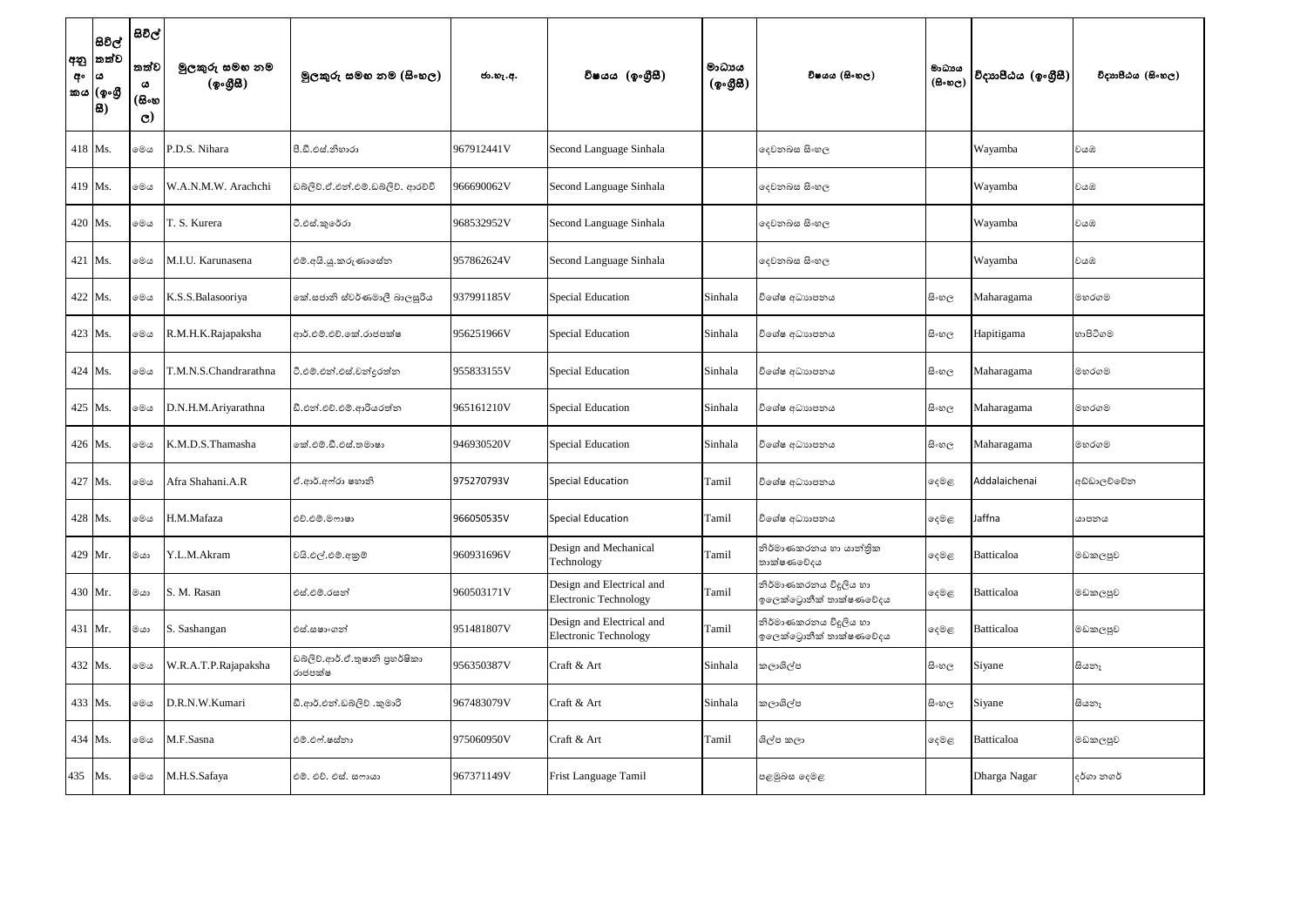| අනු අංකය | සිවිල් තත්වය (ඉංග්‍රීසි) | සිවිල් තත්වය (සිංහල) | මුලකුරු සමඟ නම (ඉංග්‍රීසි) | මුලකුරු සමඟ නම (සිංහල) | ජා.හැ.අ. | විෂයය (ඉංග්‍රීසි) | මාධ්‍යය (ඉංග්‍රීසි) | විෂයය (සිංහල) | මාධ්‍යය (සිංහල) | විද්‍යාපීඨය (ඉංග්‍රීසි) | විද්‍යාපීඨය (සිංහල) |
|---|---|---|---|---|---|---|---|---|---|---|---|
| 418 | Ms. | මෙය | P.D.S. Nihara | පී.ඩී.එස්.නිහාරා | 967912441V | Second Language Sinhala | | දෙවනබස සිංහල | | Wayamba | වයඹ |
| 419 | Ms. | මෙය | W.A.N.M.W. Arachchi | ඩබ්ලිව්.ඒ.එන්.එම්.ඩබ්ලිව්. ආරච්චි | 966690062V | Second Language Sinhala | | දෙවනබස සිංහල | | Wayamba | වයඹ |
| 420 | Ms. | මෙය | T. S. Kurera | ටී.එස්.කුරේරා | 968532952V | Second Language Sinhala | | දෙවනබස සිංහල | | Wayamba | වයඹ |
| 421 | Ms. | මෙය | M.I.U. Karunasena | එම්.අයි.යූ.කරුණාසේන | 957862624V | Second Language Sinhala | | දෙවනබස සිංහල | | Wayamba | වයඹ |
| 422 | Ms. | මෙය | K.S.S.Balasooriya | කේ.සජානි ස්වර්ණමාලි බාලසූරිය | 937991185V | Special Education | Sinhala | විශේෂ අධ්‍යාපනය | සිංහල | Maharagama | මහරගම |
| 423 | Ms. | මෙය | R.M.H.K.Rajapaksha | ආර්.එම්.එච්.කේ.රාජපක්ෂ | 956251966V | Special Education | Sinhala | විශේෂ අධ්‍යාපනය | සිංහල | Hapitigama | හාපිටිගම |
| 424 | Ms. | මෙය | T.M.N.S.Chandrarathna | ටී.එම්.එන්.එස්.චන්ද්‍රරත්න | 955833155V | Special Education | Sinhala | විශේෂ අධ්‍යාපනය | සිංහල | Maharagama | මහරගම |
| 425 | Ms. | මෙය | D.N.H.M.Ariyarathna | ඩී.එන්.එච්.එම්.ආරියරත්න | 965161210V | Special Education | Sinhala | විශේෂ අධ්‍යාපනය | සිංහල | Maharagama | මහරගම |
| 426 | Ms. | මෙය | K.M.D.S.Thamasha | කේ.එම්.ඩී.එස්.තමාෂා | 946930520V | Special Education | Sinhala | විශේෂ අධ්‍යාපනය | සිංහල | Maharagama | මහරගම |
| 427 | Ms. | මෙය | Afra Shahani.A.R | ඒ.ආර්.අෆ්රා ෂහානි | 975270793V | Special Education | Tamil | විශේෂ අධ්‍යාපනය | දෙමළ | Addalaichenai | අඩ්ඩාලච්චේන |
| 428 | Ms. | මෙය | H.M.Mafaza | එච්.එම්.මෆාෂා | 966050535V | Special Education | Tamil | විශේෂ අධ්‍යාපනය | දෙමළ | Jaffna | යාපනය |
| 429 | Mr. | මයා | Y.L.M.Akram | වයි.එල්.එම්.අක්‍රම් | 960931696V | Design and Mechanical Technology | Tamil | නිර්මාණකරනය හා යාන්ත්‍රික තාක්ෂණවේදය | දෙමළ | Batticaloa | මඩකලපුව |
| 430 | Mr. | මයා | S. M. Rasan | එස්.එම්.රසන් | 960503171V | Design and Electrical and Electronic Technology | Tamil | නිර්මාණකරනය විදුලිය හා ඉලෙක්ට්‍රොනික් තාක්ෂණවේදය | දෙමළ | Batticaloa | මඩකලපුව |
| 431 | Mr. | මයා | S. Sashangan | එස්.සෂාංගන් | 951481807V | Design and Electrical and Electronic Technology | Tamil | නිර්මාණකරනය විදුලිය හා ඉලෙක්ට්‍රොනික් තාක්ෂණවේදය | දෙමළ | Batticaloa | මඩකලපුව |
| 432 | Ms. | මෙය | W.R.A.T.P.Rajapaksha | ඩබ්ලිව්.ආර්.ඒ.තුෂානි ප්‍රභර්ෂිකා රාජපක්ෂ | 956350387V | Craft & Art | Sinhala | කලාශිල්ප | සිංහල | Siyane | සියනෑ |
| 433 | Ms. | මෙය | D.R.N.W.Kumari | ඩී.ආර්.එන්.ඩබ්ලිව් .කුමාරි | 967483079V | Craft & Art | Sinhala | කලාශිල්ප | සිංහල | Siyane | සියනෑ |
| 434 | Ms. | මෙය | M.F.Sasna | එම්.එෆ්.ෂස්නා | 975060950V | Craft & Art | Tamil | ශිල්ප කලා | දෙමළ | Batticaloa | මඩකලපුව |
| 435 | Ms. | මෙය | M.H.S.Safaya | එම්. එච්. එස්. සෆායා | 967371149V | Frist Language Tamil | | පළමුබස දෙමළ | | Dharga Nagar | දර්ගා නගර් |